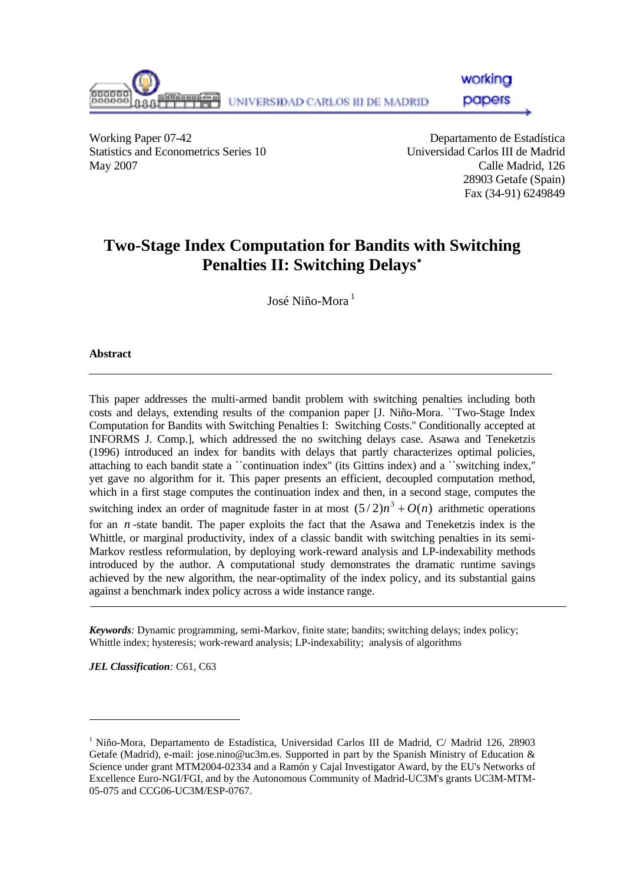Working Paper 07-42
Statistics and Econometrics Series 10
May 2007

Departamento de Estadística
Universidad Carlos III de Madrid
Calle Madrid, 126
28903 Getafe (Spain)
Fax (34-91) 6249849

# Two-Stage Index Computation for Bandits with Switching Penalties II: Switching Delays*

José Niño-Mora [1]

### Abstract

---

This paper addresses the multi-armed bandit problem with switching penalties including both costs and delays, extending results of the companion paper [J. Niño-Mora. ``Two-Stage Index Computation for Bandits with Switching Penalties I: Switching Costs.'' Conditionally accepted at INFORMS J. Comp.], which addressed the no switching delays case. Asawa and Teneketzis (1996) introduced an index for bandits with delays that partly characterizes optimal policies, attaching to each bandit state a ``continuation index'' (its Gittins index) and a ``switching index,'' yet gave no algorithm for it. This paper presents an efficient, decoupled computation method, which in a first stage computes the continuation index and then, in a second stage, computes the switching index an order of magnitude faster in at most $(5/2)n^3 + O(n)$ arithmetic operations for an $n$-state bandit. The paper exploits the fact that the Asawa and Teneketzis index is the Whittle, or marginal productivity, index of a classic bandit with switching penalties in its semi-Markov restless reformulation, by deploying work-reward analysis and LP-indexability methods introduced by the author. A computational study demonstrates the dramatic runtime savings achieved by the new algorithm, the near-optimality of the index policy, and its substantial gains against a benchmark index policy across a wide instance range.

---

***Keywords****:* Dynamic programming, semi-Markov, finite state; bandits; switching delays; index policy; Whittle index; hysteresis; work-reward analysis; LP-indexability; analysis of algorithms

***JEL Classification****:* C61, C63

---

[1] Niño-Mora, Departamento de Estadística, Universidad Carlos III de Madrid, C/ Madrid 126, 28903 Getafe (Madrid), e-mail: jose.nino@uc3m.es. Supported in part by the Spanish Ministry of Education & Science under grant MTM2004-02334 and a Ramón y Cajal Investigator Award, by the EU's Networks of Excellence Euro-NGI/FGI, and by the Autonomous Community of Madrid-UC3M's grants UC3M-MTM-05-075 and CCG06-UC3M/ESP-0767.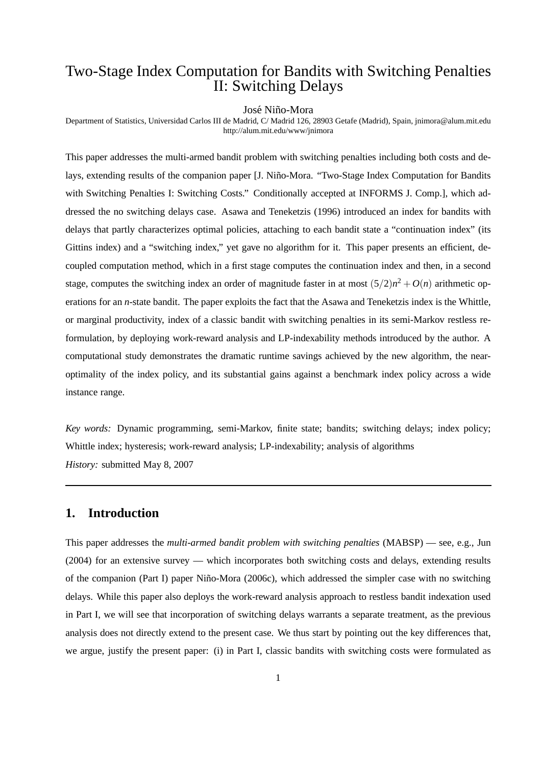# Two-Stage Index Computation for Bandits with Switching Penalties II: Switching Delays

José Niño-Mora

Department of Statistics, Universidad Carlos III de Madrid, C/ Madrid 126, 28903 Getafe (Madrid), Spain, jnimora@alum.mit.edu
http://alum.mit.edu/www/jnimora

This paper addresses the multi-armed bandit problem with switching penalties including both costs and delays, extending results of the companion paper [J. Niño-Mora. "Two-Stage Index Computation for Bandits with Switching Penalties I: Switching Costs." Conditionally accepted at INFORMS J. Comp.], which addressed the no switching delays case. Asawa and Teneketzis (1996) introduced an index for bandits with delays that partly characterizes optimal policies, attaching to each bandit state a "continuation index" (its Gittins index) and a "switching index," yet gave no algorithm for it. This paper presents an efficient, decoupled computation method, which in a first stage computes the continuation index and then, in a second stage, computes the switching index an order of magnitude faster in at most $(5/2)n^2 + O(n)$ arithmetic operations for an *n*-state bandit. The paper exploits the fact that the Asawa and Teneketzis index is the Whittle, or marginal productivity, index of a classic bandit with switching penalties in its semi-Markov restless reformulation, by deploying work-reward analysis and LP-indexability methods introduced by the author. A computational study demonstrates the dramatic runtime savings achieved by the new algorithm, the near-optimality of the index policy, and its substantial gains against a benchmark index policy across a wide instance range.

*Key words:* Dynamic programming, semi-Markov, finite state; bandits; switching delays; index policy; Whittle index; hysteresis; work-reward analysis; LP-indexability; analysis of algorithms

*History:* submitted May 8, 2007

## 1. Introduction

This paper addresses the *multi-armed bandit problem with switching penalties* (MABSP) — see, e.g., Jun (2004) for an extensive survey — which incorporates both switching costs and delays, extending results of the companion (Part I) paper Niño-Mora (2006c), which addressed the simpler case with no switching delays. While this paper also deploys the work-reward analysis approach to restless bandit indexation used in Part I, we will see that incorporation of switching delays warrants a separate treatment, as the previous analysis does not directly extend to the present case. We thus start by pointing out the key differences that, we argue, justify the present paper: (i) in Part I, classic bandits with switching costs were formulated as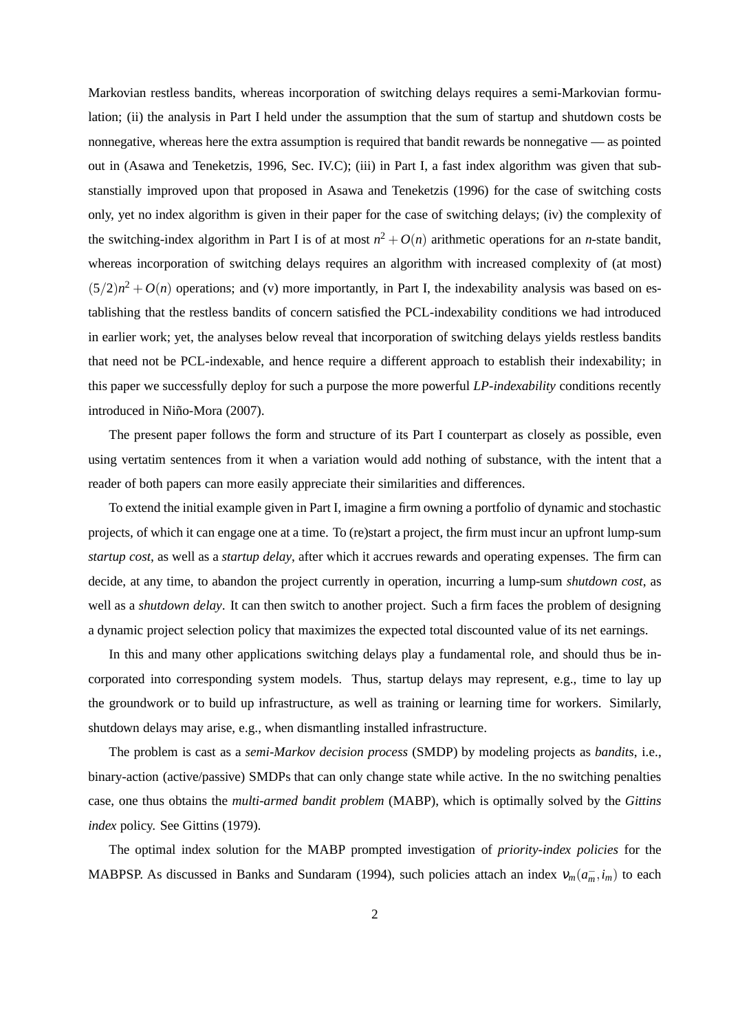Markovian restless bandits, whereas incorporation of switching delays requires a semi-Markovian formulation; (ii) the analysis in Part I held under the assumption that the sum of startup and shutdown costs be nonnegative, whereas here the extra assumption is required that bandit rewards be nonnegative — as pointed out in (Asawa and Teneketzis, 1996, Sec. IV.C); (iii) in Part I, a fast index algorithm was given that substanstially improved upon that proposed in Asawa and Teneketzis (1996) for the case of switching costs only, yet no index algorithm is given in their paper for the case of switching delays; (iv) the complexity of the switching-index algorithm in Part I is of at most $n^2 + O(n)$ arithmetic operations for an $n$-state bandit, whereas incorporation of switching delays requires an algorithm with increased complexity of (at most) $(5/2)n^2 + O(n)$ operations; and (v) more importantly, in Part I, the indexability analysis was based on establishing that the restless bandits of concern satisfied the PCL-indexability conditions we had introduced in earlier work; yet, the analyses below reveal that incorporation of switching delays yields restless bandits that need not be PCL-indexable, and hence require a different approach to establish their indexability; in this paper we successfully deploy for such a purpose the more powerful *LP-indexability* conditions recently introduced in Niño-Mora (2007).

The present paper follows the form and structure of its Part I counterpart as closely as possible, even using vertatim sentences from it when a variation would add nothing of substance, with the intent that a reader of both papers can more easily appreciate their similarities and differences.

To extend the initial example given in Part I, imagine a firm owning a portfolio of dynamic and stochastic projects, of which it can engage one at a time. To (re)start a project, the firm must incur an upfront lump-sum *startup cost*, as well as a *startup delay*, after which it accrues rewards and operating expenses. The firm can decide, at any time, to abandon the project currently in operation, incurring a lump-sum *shutdown cost*, as well as a *shutdown delay*. It can then switch to another project. Such a firm faces the problem of designing a dynamic project selection policy that maximizes the expected total discounted value of its net earnings.

In this and many other applications switching delays play a fundamental role, and should thus be incorporated into corresponding system models. Thus, startup delays may represent, e.g., time to lay up the groundwork or to build up infrastructure, as well as training or learning time for workers. Similarly, shutdown delays may arise, e.g., when dismantling installed infrastructure.

The problem is cast as a *semi-Markov decision process* (SMDP) by modeling projects as *bandits*, i.e., binary-action (active/passive) SMDPs that can only change state while active. In the no switching penalties case, one thus obtains the *multi-armed bandit problem* (MABP), which is optimally solved by the *Gittins index* policy. See Gittins (1979).

The optimal index solution for the MABP prompted investigation of *priority-index policies* for the MABPSP. As discussed in Banks and Sundaram (1994), such policies attach an index $\nu_m(a_m^-, i_m)$ to each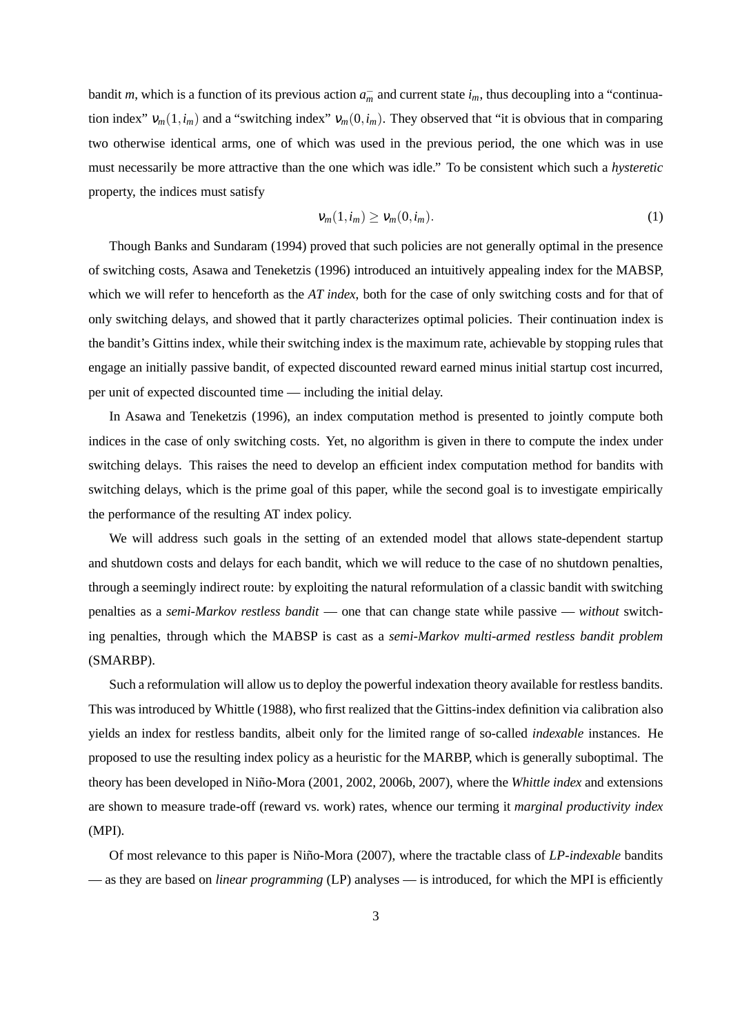bandit $m$, which is a function of its previous action $a_m^-$ and current state $i_m$, thus decoupling into a "continuation index" $\nu_m(1, i_m)$ and a "switching index" $\nu_m(0, i_m)$. They observed that "it is obvious that in comparing two otherwise identical arms, one of which was used in the previous period, the one which was in use must necessarily be more attractive than the one which was idle." To be consistent which such a *hysteretic* property, the indices must satisfy

$$\nu_m(1, i_m) \geq \nu_m(0, i_m). \tag{1}$$

Though Banks and Sundaram (1994) proved that such policies are not generally optimal in the presence of switching costs, Asawa and Teneketzis (1996) introduced an intuitively appealing index for the MABSP, which we will refer to henceforth as the *AT index*, both for the case of only switching costs and for that of only switching delays, and showed that it partly characterizes optimal policies. Their continuation index is the bandit's Gittins index, while their switching index is the maximum rate, achievable by stopping rules that engage an initially passive bandit, of expected discounted reward earned minus initial startup cost incurred, per unit of expected discounted time — including the initial delay.

In Asawa and Teneketzis (1996), an index computation method is presented to jointly compute both indices in the case of only switching costs. Yet, no algorithm is given in there to compute the index under switching delays. This raises the need to develop an efficient index computation method for bandits with switching delays, which is the prime goal of this paper, while the second goal is to investigate empirically the performance of the resulting AT index policy.

We will address such goals in the setting of an extended model that allows state-dependent startup and shutdown costs and delays for each bandit, which we will reduce to the case of no shutdown penalties, through a seemingly indirect route: by exploiting the natural reformulation of a classic bandit with switching penalties as a *semi-Markov restless bandit* — one that can change state while passive — *without* switching penalties, through which the MABSP is cast as a *semi-Markov multi-armed restless bandit problem* (SMARBP).

Such a reformulation will allow us to deploy the powerful indexation theory available for restless bandits. This was introduced by Whittle (1988), who first realized that the Gittins-index definition via calibration also yields an index for restless bandits, albeit only for the limited range of so-called *indexable* instances. He proposed to use the resulting index policy as a heuristic for the MARBP, which is generally suboptimal. The theory has been developed in Niño-Mora (2001, 2002, 2006b, 2007), where the *Whittle index* and extensions are shown to measure trade-off (reward vs. work) rates, whence our terming it *marginal productivity index* (MPI).

Of most relevance to this paper is Niño-Mora (2007), where the tractable class of *LP-indexable* bandits — as they are based on *linear programming* (LP) analyses — is introduced, for which the MPI is efficiently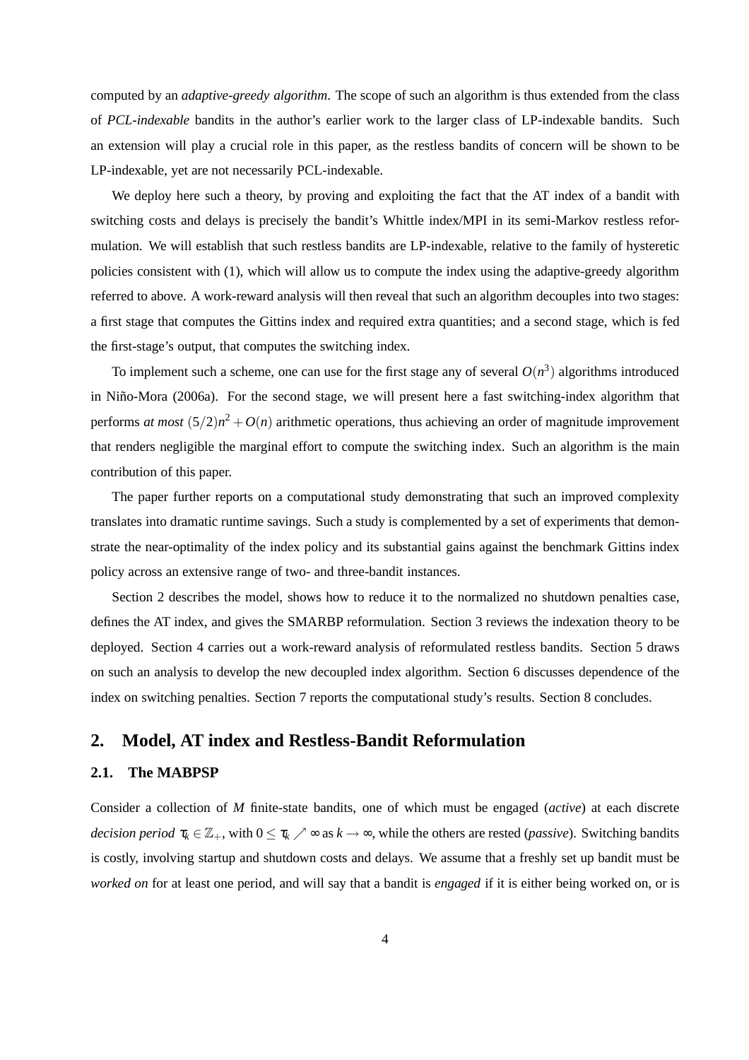computed by an *adaptive-greedy algorithm*. The scope of such an algorithm is thus extended from the class of *PCL-indexable* bandits in the author's earlier work to the larger class of LP-indexable bandits. Such an extension will play a crucial role in this paper, as the restless bandits of concern will be shown to be LP-indexable, yet are not necessarily PCL-indexable.

We deploy here such a theory, by proving and exploiting the fact that the AT index of a bandit with switching costs and delays is precisely the bandit's Whittle index/MPI in its semi-Markov restless reformulation. We will establish that such restless bandits are LP-indexable, relative to the family of hysteretic policies consistent with (1), which will allow us to compute the index using the adaptive-greedy algorithm referred to above. A work-reward analysis will then reveal that such an algorithm decouples into two stages: a first stage that computes the Gittins index and required extra quantities; and a second stage, which is fed the first-stage's output, that computes the switching index.

To implement such a scheme, one can use for the first stage any of several $O(n^3)$ algorithms introduced in Niño-Mora (2006a). For the second stage, we will present here a fast switching-index algorithm that performs *at most* $(5/2)n^2 + O(n)$ arithmetic operations, thus achieving an order of magnitude improvement that renders negligible the marginal effort to compute the switching index. Such an algorithm is the main contribution of this paper.

The paper further reports on a computational study demonstrating that such an improved complexity translates into dramatic runtime savings. Such a study is complemented by a set of experiments that demonstrate the near-optimality of the index policy and its substantial gains against the benchmark Gittins index policy across an extensive range of two- and three-bandit instances.

Section 2 describes the model, shows how to reduce it to the normalized no shutdown penalties case, defines the AT index, and gives the SMARBP reformulation. Section 3 reviews the indexation theory to be deployed. Section 4 carries out a work-reward analysis of reformulated restless bandits. Section 5 draws on such an analysis to develop the new decoupled index algorithm. Section 6 discusses dependence of the index on switching penalties. Section 7 reports the computational study's results. Section 8 concludes.

## 2. Model, AT index and Restless-Bandit Reformulation

### 2.1. The MABPSP

Consider a collection of $M$ finite-state bandits, one of which must be engaged (*active*) at each discrete *decision period* $\tau_k \in \mathbb{Z}_+$, with $0 \leq \tau_k \nearrow \infty$ as $k \to \infty$, while the others are rested (*passive*). Switching bandits is costly, involving startup and shutdown costs and delays. We assume that a freshly set up bandit must be *worked on* for at least one period, and will say that a bandit is *engaged* if it is either being worked on, or is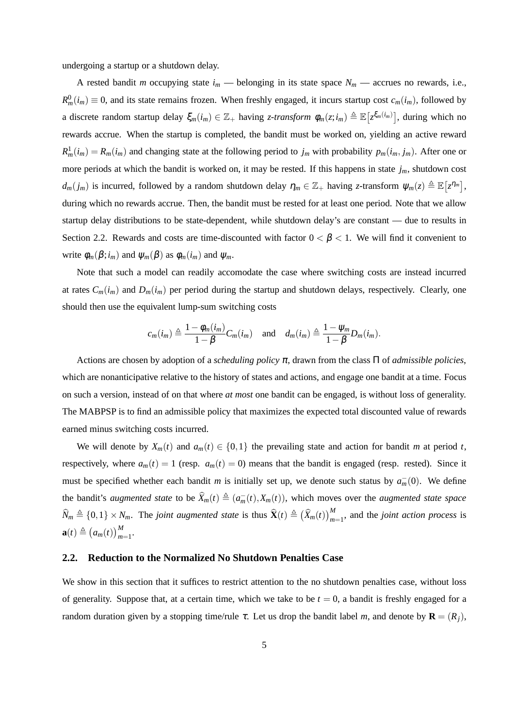undergoing a startup or a shutdown delay.

A rested bandit $m$ occupying state $i_m$ — belonging in its state space $N_m$ — accrues no rewards, i.e., $R_m^0(i_m) \equiv 0$, and its state remains frozen. When freshly engaged, it incurs startup cost $c_m(i_m)$, followed by a discrete random startup delay $\xi_m(i_m) \in \mathbb{Z}_+$ having *z-transform* $\phi_m(z; i_m) \triangleq \mathbb{E}\left[z^{\xi_m(i_m)}\right]$, during which no rewards accrue. When the startup is completed, the bandit must be worked on, yielding an active reward $R_m^1(i_m) = R_m(i_m)$ and changing state at the following period to $j_m$ with probability $p_m(i_m, j_m)$. After one or more periods at which the bandit is worked on, it may be rested. If this happens in state $j_m$, shutdown cost $d_m(j_m)$ is incurred, followed by a random shutdown delay $\eta_m \in \mathbb{Z}_+$ having $z$-transform $\psi_m(z) \triangleq \mathbb{E}\left[z^{\eta_m}\right]$, during which no rewards accrue. Then, the bandit must be rested for at least one period. Note that we allow startup delay distributions to be state-dependent, while shutdown delay's are constant — due to results in Section 2.2. Rewards and costs are time-discounted with factor $0 < \beta < 1$. We will find it convenient to write $\phi_m(\beta; i_m)$ and $\psi_m(\beta)$ as $\phi_m(i_m)$ and $\psi_m$.

Note that such a model can readily accomodate the case where switching costs are instead incurred at rates $C_m(i_m)$ and $D_m(i_m)$ per period during the startup and shutdown delays, respectively. Clearly, one should then use the equivalent lump-sum switching costs

$$c_m(i_m) \triangleq \frac{1 - \phi_m(i_m)}{1 - \beta} C_m(i_m) \quad \text{and} \quad d_m(i_m) \triangleq \frac{1 - \psi_m}{1 - \beta} D_m(i_m).$$

Actions are chosen by adoption of a *scheduling policy* $\pi$, drawn from the class $\Pi$ of *admissible policies*, which are nonanticipative relative to the history of states and actions, and engage one bandit at a time. Focus on such a version, instead of on that where *at most* one bandit can be engaged, is without loss of generality. The MABPSP is to find an admissible policy that maximizes the expected total discounted value of rewards earned minus switching costs incurred.

We will denote by $X_m(t)$ and $a_m(t) \in \{0, 1\}$ the prevailing state and action for bandit $m$ at period $t$, respectively, where $a_m(t) = 1$ (resp. $a_m(t) = 0$) means that the bandit is engaged (resp. rested). Since it must be specified whether each bandit $m$ is initially set up, we denote such status by $a_m^-(0)$. We define the bandit's *augmented state* to be $\widehat{X}_m(t) \triangleq (a_m^-(t), X_m(t))$, which moves over the *augmented state space* $\widehat{N}_m \triangleq \{0, 1\} \times N_m$. The *joint augmented state* is thus $\widehat{\mathbf{X}}(t) \triangleq \left(\widehat{X}_m(t)\right)_{m=1}^M$, and the *joint action process* is $\mathbf{a}(t) \triangleq \left(a_m(t)\right)_{m=1}^M$.

## 2.2. Reduction to the Normalized No Shutdown Penalties Case

We show in this section that it suffices to restrict attention to the no shutdown penalties case, without loss of generality. Suppose that, at a certain time, which we take to be $t = 0$, a bandit is freshly engaged for a random duration given by a stopping time/rule $\tau$. Let us drop the bandit label $m$, and denote by $\mathbf{R} = (R_j)$,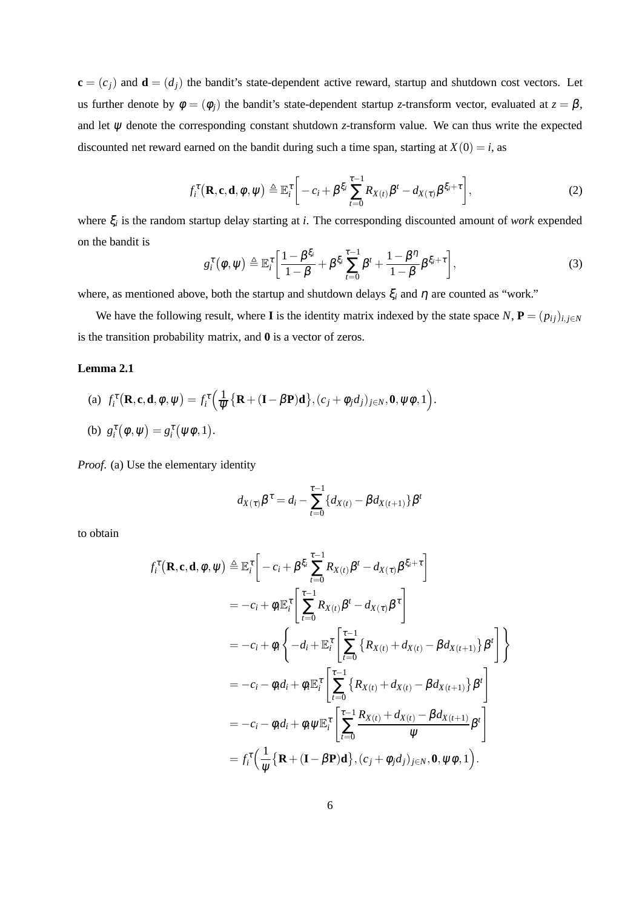$\mathbf{c} = (c_j)$ and $\mathbf{d} = (d_j)$ the bandit's state-dependent active reward, startup and shutdown cost vectors. Let us further denote by $\phi = (\phi_j)$ the bandit's state-dependent startup $z$-transform vector, evaluated at $z = \beta$, and let $\psi$ denote the corresponding constant shutdown $z$-transform value. We can thus write the expected discounted net reward earned on the bandit during such a time span, starting at $X(0) = i$, as

$$f_i^\tau\big(\mathbf{R}, \mathbf{c}, \mathbf{d}, \phi, \psi\big) \triangleq \mathbb{E}_i^\tau\bigg[-c_i + \beta^{\xi_i}\sum_{t=0}^{\tau-1} R_{X(t)}\beta^t - d_{X(\tau)}\beta^{\xi_i+\tau}\bigg], \tag{2}$$

where $\xi_i$ is the random startup delay starting at $i$. The corresponding discounted amount of *work* expended on the bandit is

$$g_i^\tau\big(\phi, \psi\big) \triangleq \mathbb{E}_i^\tau\bigg[\frac{1-\beta^{\xi_i}}{1-\beta} + \beta^{\xi_i}\sum_{t=0}^{\tau-1}\beta^t + \frac{1-\beta^\eta}{1-\beta}\beta^{\xi_i+\tau}\bigg], \tag{3}$$

where, as mentioned above, both the startup and shutdown delays $\xi_i$ and $\eta$ are counted as "work."

We have the following result, where $\mathbf{I}$ is the identity matrix indexed by the state space $N$, $\mathbf{P} = (p_{ij})_{i,j\in N}$ is the transition probability matrix, and $\mathbf{0}$ is a vector of zeros.

**Lemma 2.1**

(a) $f_i^\tau\big(\mathbf{R}, \mathbf{c}, \mathbf{d}, \phi, \psi\big) = f_i^\tau\Big(\frac{1}{\psi}\big\{\mathbf{R} + (\mathbf{I} - \beta\mathbf{P})\mathbf{d}\big\}, (c_j + \phi_j d_j)_{j\in N}, \mathbf{0}, \psi\phi, 1\Big)$.

(b) $g_i^\tau\big(\phi, \psi\big) = g_i^\tau\big(\psi\phi, 1\big)$.

*Proof.* (a) Use the elementary identity

$$d_{X(\tau)}\beta^\tau = d_i - \sum_{t=0}^{\tau-1}\{d_{X(t)} - \beta d_{X(t+1)}\}\beta^t$$

to obtain

$$\begin{aligned}
f_i^\tau\big(\mathbf{R}, \mathbf{c}, \mathbf{d}, \phi, \psi\big) &\triangleq \mathbb{E}_i^\tau\bigg[-c_i + \beta^{\xi_i}\sum_{t=0}^{\tau-1} R_{X(t)}\beta^t - d_{X(\tau)}\beta^{\xi_i+\tau}\bigg] \\
&= -c_i + \phi_i\mathbb{E}_i^\tau\bigg[\sum_{t=0}^{\tau-1} R_{X(t)}\beta^t - d_{X(\tau)}\beta^\tau\bigg] \\
&= -c_i + \phi_i\left\{-d_i + \mathbb{E}_i^\tau\bigg[\sum_{t=0}^{\tau-1}\big\{R_{X(t)} + d_{X(t)} - \beta d_{X(t+1)}\big\}\beta^t\bigg]\right\} \\
&= -c_i - \phi_i d_i + \phi_i\mathbb{E}_i^\tau\bigg[\sum_{t=0}^{\tau-1}\big\{R_{X(t)} + d_{X(t)} - \beta d_{X(t+1)}\big\}\beta^t\bigg] \\
&= -c_i - \phi_i d_i + \phi_i\psi\mathbb{E}_i^\tau\bigg[\sum_{t=0}^{\tau-1}\frac{R_{X(t)} + d_{X(t)} - \beta d_{X(t+1)}}{\psi}\beta^t\bigg] \\
&= f_i^\tau\Big(\frac{1}{\psi}\big\{\mathbf{R} + (\mathbf{I} - \beta\mathbf{P})\mathbf{d}\big\}, (c_j + \phi_j d_j)_{j\in N}, \mathbf{0}, \psi\phi, 1\Big).
\end{aligned}$$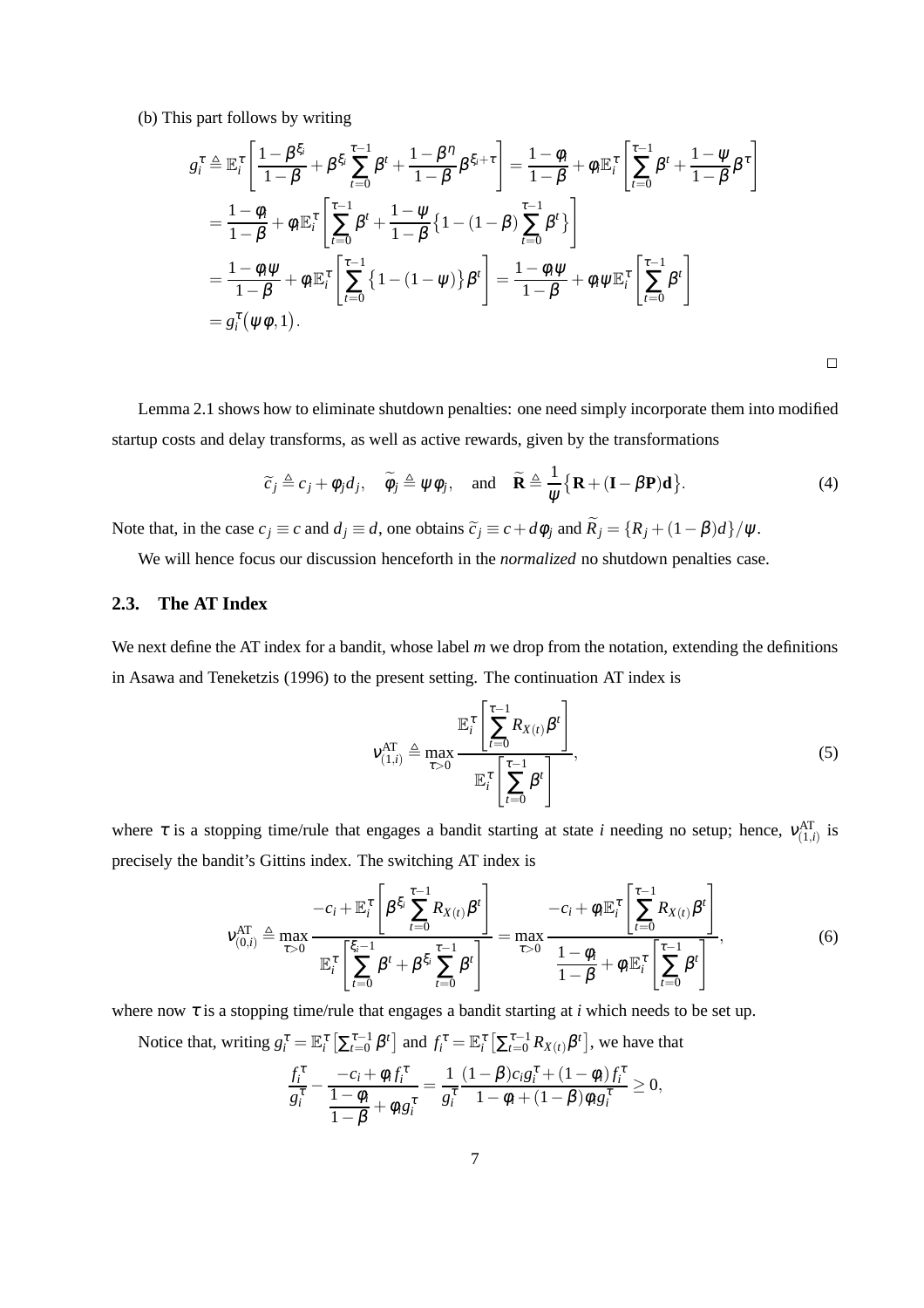(b) This part follows by writing

$$
\begin{aligned}
g_i^\tau &\triangleq \mathbb{E}_i^\tau\left[\frac{1-\beta^{\xi_i}}{1-\beta}+\beta^{\xi_i}\sum_{t=0}^{\tau-1}\beta^t+\frac{1-\beta^{\eta}}{1-\beta}\beta^{\xi_i+\tau}\right]=\frac{1-\phi_i}{1-\beta}+\phi_i\mathbb{E}_i^\tau\left[\sum_{t=0}^{\tau-1}\beta^t+\frac{1-\psi}{1-\beta}\beta^\tau\right] \\
&=\frac{1-\phi_i}{1-\beta}+\phi_i\mathbb{E}_i^\tau\left[\sum_{t=0}^{\tau-1}\beta^t+\frac{1-\psi}{1-\beta}\big\{1-(1-\beta)\sum_{t=0}^{\tau-1}\beta^t\big\}\right] \\
&=\frac{1-\phi_i\psi}{1-\beta}+\phi_i\mathbb{E}_i^\tau\left[\sum_{t=0}^{\tau-1}\big\{1-(1-\psi)\big\}\beta^t\right]=\frac{1-\phi_i\psi}{1-\beta}+\phi_i\psi\mathbb{E}_i^\tau\left[\sum_{t=0}^{\tau-1}\beta^t\right] \\
&=g_i^\tau\big(\psi\phi,1\big).
\end{aligned}
$$

□

Lemma 2.1 shows how to eliminate shutdown penalties: one need simply incorporate them into modified startup costs and delay transforms, as well as active rewards, given by the transformations

$$
\widetilde{c}_j \triangleq c_j+\phi_j d_j, \quad \widetilde{\phi}_j \triangleq \psi\phi_j, \quad \text{and} \quad \widetilde{\mathbf{R}} \triangleq \frac{1}{\psi}\big\{\mathbf{R}+(\mathbf{I}-\beta\mathbf{P})\mathbf{d}\big\}. \tag{4}
$$

Note that, in the case $c_j \equiv c$ and $d_j \equiv d$, one obtains $\widetilde{c}_j \equiv c+d\phi_j$ and $\widetilde{R}_j=\{R_j+(1-\beta)d\}/\psi$.

We will hence focus our discussion henceforth in the *normalized* no shutdown penalties case.

## 2.3. The AT Index

We next define the AT index for a bandit, whose label $m$ we drop from the notation, extending the definitions in Asawa and Teneketzis (1996) to the present setting. The continuation AT index is

$$
\nu_{(1,i)}^{\mathrm{AT}} \triangleq \max_{\tau>0}\frac{\mathbb{E}_i^\tau\left[\sum_{t=0}^{\tau-1}R_{X(t)}\beta^t\right]}{\mathbb{E}_i^\tau\left[\sum_{t=0}^{\tau-1}\beta^t\right]}, \tag{5}
$$

where $\tau$ is a stopping time/rule that engages a bandit starting at state $i$ needing no setup; hence, $\nu_{(1,i)}^{\mathrm{AT}}$ is precisely the bandit's Gittins index. The switching AT index is

$$
\nu_{(0,i)}^{\mathrm{AT}} \triangleq \max_{\tau>0}\frac{-c_i+\mathbb{E}_i^\tau\left[\beta^{\xi_i}\sum_{t=0}^{\tau-1}R_{X(t)}\beta^t\right]}{\mathbb{E}_i^\tau\left[\sum_{t=0}^{\xi_i-1}\beta^t+\beta^{\xi_i}\sum_{t=0}^{\tau-1}\beta^t\right]}=\max_{\tau>0}\frac{-c_i+\phi_i\mathbb{E}_i^\tau\left[\sum_{t=0}^{\tau-1}R_{X(t)}\beta^t\right]}{\frac{1-\phi_i}{1-\beta}+\phi_i\mathbb{E}_i^\tau\left[\sum_{t=0}^{\tau-1}\beta^t\right]}, \tag{6}
$$

where now $\tau$ is a stopping time/rule that engages a bandit starting at $i$ which needs to be set up.

Notice that, writing $g_i^\tau=\mathbb{E}_i^\tau\big[\sum_{t=0}^{\tau-1}\beta^t\big]$ and $f_i^\tau=\mathbb{E}_i^\tau\big[\sum_{t=0}^{\tau-1}R_{X(t)}\beta^t\big]$, we have that

$$
\frac{f_i^\tau}{g_i^\tau}-\frac{-c_i+\phi_i f_i^\tau}{\frac{1-\phi_i}{1-\beta}+\phi_i g_i^\tau}=\frac{1}{g_i^\tau}\frac{(1-\beta)c_i g_i^\tau+(1-\phi_i)f_i^\tau}{1-\phi_i+(1-\beta)\phi_i g_i^\tau}\geq 0,
$$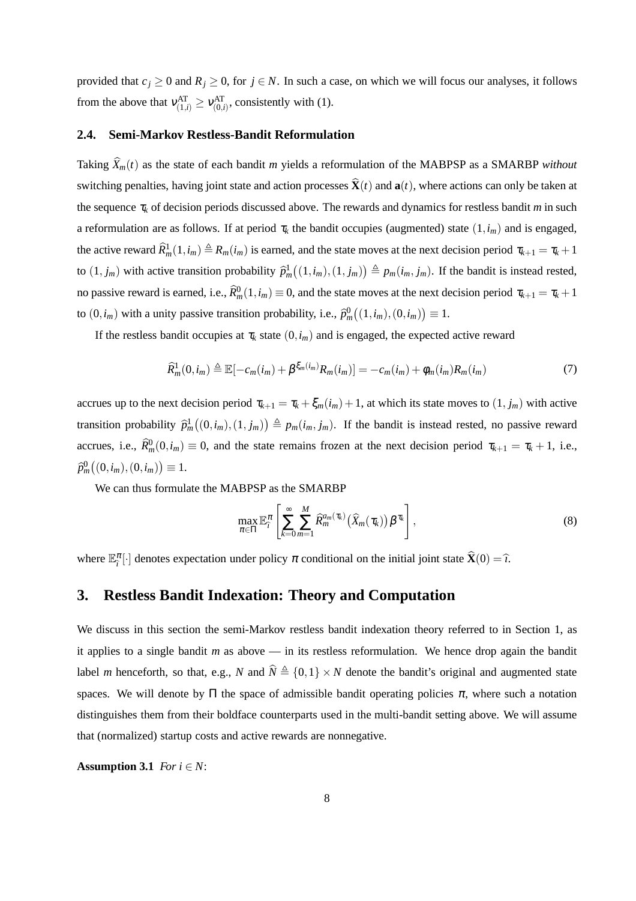provided that $c_j \geq 0$ and $R_j \geq 0$, for $j \in N$. In such a case, on which we will focus our analyses, it follows from the above that $\nu^{\mathrm{AT}}_{(1,i)} \geq \nu^{\mathrm{AT}}_{(0,i)}$, consistently with (1).

### 2.4. Semi-Markov Restless-Bandit Reformulation

Taking $\widehat{X}_m(t)$ as the state of each bandit $m$ yields a reformulation of the MABPSP as a SMARBP *without* switching penalties, having joint state and action processes $\widehat{\mathbf{X}}(t)$ and $\mathbf{a}(t)$, where actions can only be taken at the sequence $\tau_k$ of decision periods discussed above. The rewards and dynamics for restless bandit $m$ in such a reformulation are as follows. If at period $\tau_k$ the bandit occupies (augmented) state $(1, i_m)$ and is engaged, the active reward $\widehat{R}^1_m(1, i_m) \triangleq R_m(i_m)$ is earned, and the state moves at the next decision period $\tau_{k+1} = \tau_k + 1$ to $(1, j_m)$ with active transition probability $\widehat{p}^1_m\big((1,i_m),(1,j_m)\big) \triangleq p_m(i_m, j_m)$. If the bandit is instead rested, no passive reward is earned, i.e., $\widehat{R}^0_m(1, i_m) \equiv 0$, and the state moves at the next decision period $\tau_{k+1} = \tau_k + 1$ to $(0, i_m)$ with a unity passive transition probability, i.e., $\widehat{p}^0_m\big((1,i_m),(0,i_m)\big) \equiv 1$.

If the restless bandit occupies at $\tau_k$ state $(0, i_m)$ and is engaged, the expected active reward

$$\widehat{R}^1_m(0, i_m) \triangleq \mathbb{E}[-c_m(i_m) + \beta^{\xi_m(i_m)} R_m(i_m)] = -c_m(i_m) + \phi_m(i_m) R_m(i_m) \tag{7}$$

accrues up to the next decision period $\tau_{k+1} = \tau_k + \xi_m(i_m) + 1$, at which its state moves to $(1, j_m)$ with active transition probability $\widehat{p}^1_m\big((0,i_m),(1,j_m)\big) \triangleq p_m(i_m, j_m)$. If the bandit is instead rested, no passive reward accrues, i.e., $\widehat{R}^0_m(0, i_m) \equiv 0$, and the state remains frozen at the next decision period $\tau_{k+1} = \tau_k + 1$, i.e., $\widehat{p}^0_m\big((0,i_m),(0,i_m)\big) \equiv 1$.

We can thus formulate the MABPSP as the SMARBP

$$\max_{\pi \in \Pi} \mathbb{E}^{\pi}_{\widehat{\imath}} \left[ \sum_{k=0}^{\infty} \sum_{m=1}^{M} \widehat{R}^{a_m(\tau_k)}_m\big(\widehat{X}_m(\tau_k)\big) \beta^{\tau_k} \right], \tag{8}$$

where $\mathbb{E}^{\pi}_{\widehat{\imath}}[\cdot]$ denotes expectation under policy $\pi$ conditional on the initial joint state $\widehat{\mathbf{X}}(0) = \widehat{\imath}$.

## 3. Restless Bandit Indexation: Theory and Computation

We discuss in this section the semi-Markov restless bandit indexation theory referred to in Section 1, as it applies to a single bandit $m$ as above — in its restless reformulation. We hence drop again the bandit label $m$ henceforth, so that, e.g., $N$ and $\widehat{N} \triangleq \{0,1\} \times N$ denote the bandit's original and augmented state spaces. We will denote by $\Pi$ the space of admissible bandit operating policies $\pi$, where such a notation distinguishes them from their boldface counterparts used in the multi-bandit setting above. We will assume that (normalized) startup costs and active rewards are nonnegative.

**Assumption 3.1** *For $i \in N$:*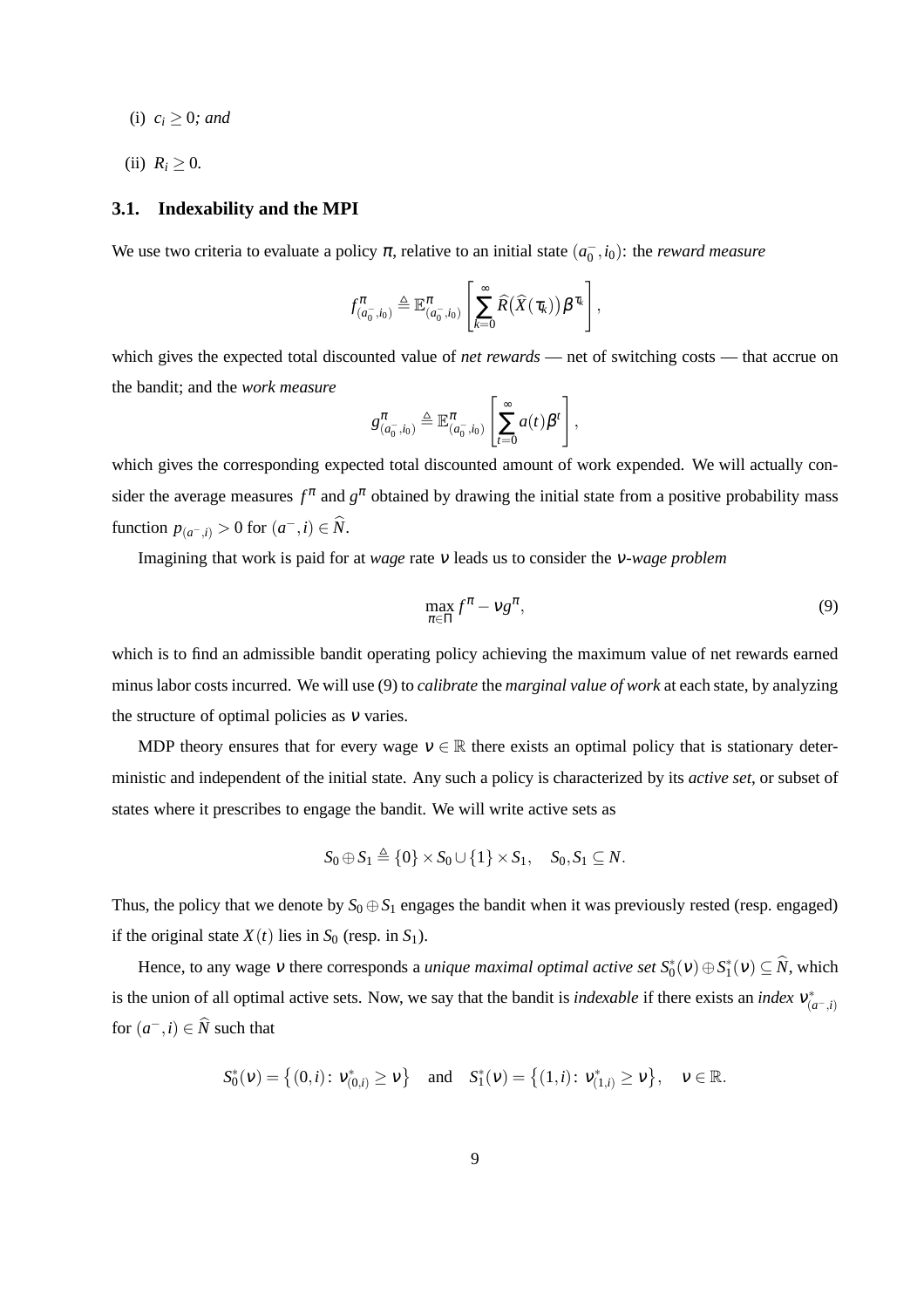(i) $c_i \geq 0$*; and*

(ii) $R_i \geq 0$.

### 3.1. Indexability and the MPI

We use two criteria to evaluate a policy $\pi$, relative to an initial state $(a_0^-, i_0)$: the *reward measure*

$$f^{\pi}_{(a_0^-,i_0)} \triangleq \mathbb{E}^{\pi}_{(a_0^-,i_0)}\left[\sum_{k=0}^{\infty} \widehat{R}\big(\widehat{X}(\tau_k)\big)\beta^{\tau_k}\right],$$

which gives the expected total discounted value of *net rewards* — net of switching costs — that accrue on the bandit; and the *work measure*

$$g^{\pi}_{(a_0^-,i_0)} \triangleq \mathbb{E}^{\pi}_{(a_0^-,i_0)}\left[\sum_{t=0}^{\infty} a(t)\beta^{t}\right],$$

which gives the corresponding expected total discounted amount of work expended. We will actually consider the average measures $f^{\pi}$ and $g^{\pi}$ obtained by drawing the initial state from a positive probability mass function $p_{(a^-,i)} > 0$ for $(a^-, i) \in \widehat{N}$.

Imagining that work is paid for at *wage* rate $\nu$ leads us to consider the $\nu$*-wage problem*

$$\max_{\pi \in \Pi} f^{\pi} - \nu g^{\pi}, \tag{9}$$

which is to find an admissible bandit operating policy achieving the maximum value of net rewards earned minus labor costs incurred. We will use (9) to *calibrate* the *marginal value of work* at each state, by analyzing the structure of optimal policies as $\nu$ varies.

MDP theory ensures that for every wage $\nu \in \mathbb{R}$ there exists an optimal policy that is stationary deterministic and independent of the initial state. Any such a policy is characterized by its *active set*, or subset of states where it prescribes to engage the bandit. We will write active sets as

$$S_0 \oplus S_1 \triangleq \{0\} \times S_0 \cup \{1\} \times S_1, \quad S_0, S_1 \subseteq N.$$

Thus, the policy that we denote by $S_0 \oplus S_1$ engages the bandit when it was previously rested (resp. engaged) if the original state $X(t)$ lies in $S_0$ (resp. in $S_1$).

Hence, to any wage $\nu$ there corresponds a *unique maximal optimal active set* $S_0^*(\nu) \oplus S_1^*(\nu) \subseteq \widehat{N}$, which is the union of all optimal active sets. Now, we say that the bandit is *indexable* if there exists an *index* $\nu^*_{(a^-,i)}$ for $(a^-, i) \in \widehat{N}$ such that

$$S_0^*(\nu) = \big\{(0,i)\colon \nu^*_{(0,i)} \geq \nu\big\} \quad \text{and} \quad S_1^*(\nu) = \big\{(1,i)\colon \nu^*_{(1,i)} \geq \nu\big\}, \quad \nu \in \mathbb{R}.$$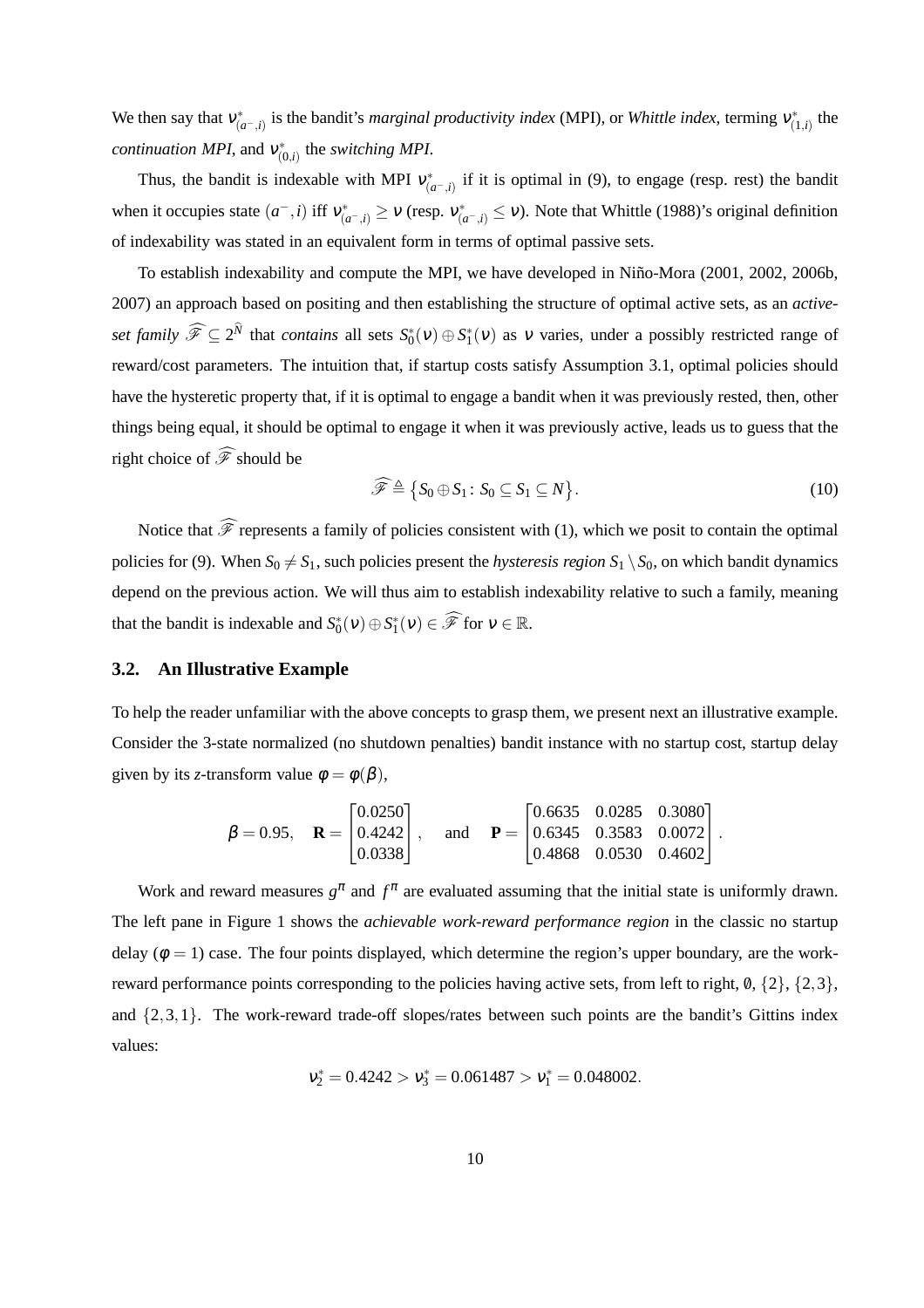We then say that $\nu^*_{(a^-,i)}$ is the bandit's *marginal productivity index* (MPI), or *Whittle index*, terming $\nu^*_{(1,i)}$ the *continuation MPI*, and $\nu^*_{(0,i)}$ the *switching MPI*.

Thus, the bandit is indexable with MPI $\nu^*_{(a^-,i)}$ if it is optimal in (9), to engage (resp. rest) the bandit when it occupies state $(a^-,i)$ iff $\nu^*_{(a^-,i)} \geq \nu$ (resp. $\nu^*_{(a^-,i)} \leq \nu$). Note that Whittle (1988)'s original definition of indexability was stated in an equivalent form in terms of optimal passive sets.

To establish indexability and compute the MPI, we have developed in Niño-Mora (2001, 2002, 2006b, 2007) an approach based on positing and then establishing the structure of optimal active sets, as an *active-set family* $\widehat{\mathscr{F}} \subseteq 2^{\widehat{N}}$ that *contains* all sets $S^*_0(\nu) \oplus S^*_1(\nu)$ as $\nu$ varies, under a possibly restricted range of reward/cost parameters. The intuition that, if startup costs satisfy Assumption 3.1, optimal policies should have the hysteretic property that, if it is optimal to engage a bandit when it was previously rested, then, other things being equal, it should be optimal to engage it when it was previously active, leads us to guess that the right choice of $\widehat{\mathscr{F}}$ should be

$$\widehat{\mathscr{F}} \triangleq \left\{ S_0 \oplus S_1 : S_0 \subseteq S_1 \subseteq N \right\}. \tag{10}$$

Notice that $\widehat{\mathscr{F}}$ represents a family of policies consistent with (1), which we posit to contain the optimal policies for (9). When $S_0 \neq S_1$, such policies present the *hysteresis region* $S_1 \setminus S_0$, on which bandit dynamics depend on the previous action. We will thus aim to establish indexability relative to such a family, meaning that the bandit is indexable and $S^*_0(\nu) \oplus S^*_1(\nu) \in \widehat{\mathscr{F}}$ for $\nu \in \mathbb{R}$.

### 3.2. An Illustrative Example

To help the reader unfamiliar with the above concepts to grasp them, we present next an illustrative example. Consider the 3-state normalized (no shutdown penalties) bandit instance with no startup cost, startup delay given by its $z$-transform value $\phi = \phi(\beta)$,

$$\beta = 0.95, \quad \mathbf{R} = \begin{bmatrix} 0.0250 \\ 0.4242 \\ 0.0338 \end{bmatrix}, \quad \text{and} \quad \mathbf{P} = \begin{bmatrix} 0.6635 & 0.0285 & 0.3080 \\ 0.6345 & 0.3583 & 0.0072 \\ 0.4868 & 0.0530 & 0.4602 \end{bmatrix}.$$

Work and reward measures $g^\pi$ and $f^\pi$ are evaluated assuming that the initial state is uniformly drawn. The left pane in Figure 1 shows the *achievable work-reward performance region* in the classic no startup delay ($\phi = 1$) case. The four points displayed, which determine the region's upper boundary, are the work-reward performance points corresponding to the policies having active sets, from left to right, $\emptyset$, $\{2\}$, $\{2,3\}$, and $\{2,3,1\}$. The work-reward trade-off slopes/rates between such points are the bandit's Gittins index values:

$$\nu^*_2 = 0.4242 > \nu^*_3 = 0.061487 > \nu^*_1 = 0.048002.$$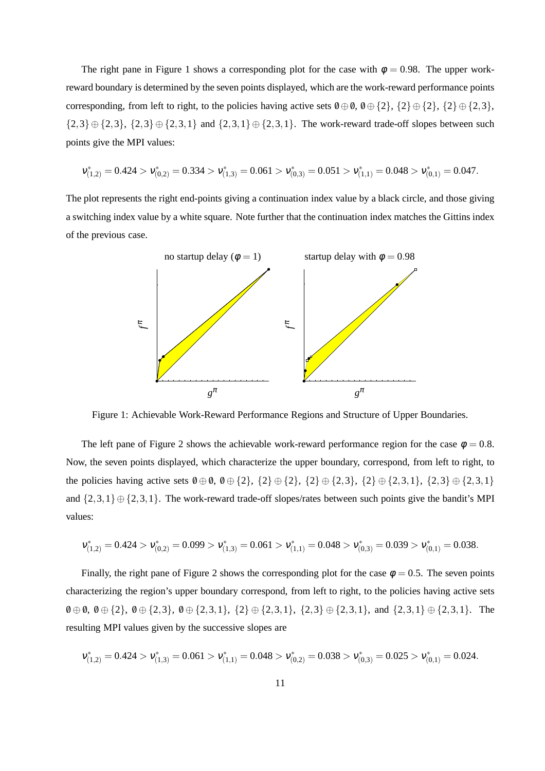The right pane in Figure 1 shows a corresponding plot for the case with $\phi = 0.98$. The upper work-reward boundary is determined by the seven points displayed, which are the work-reward performance points corresponding, from left to right, to the policies having active sets $\emptyset \oplus \emptyset$, $\emptyset \oplus \{2\}$, $\{2\} \oplus \{2\}$, $\{2\} \oplus \{2,3\}$, $\{2,3\} \oplus \{2,3\}$, $\{2,3\} \oplus \{2,3,1\}$ and $\{2,3,1\} \oplus \{2,3,1\}$. The work-reward trade-off slopes between such points give the MPI values:

$$\nu^*_{(1,2)} = 0.424 > \nu^*_{(0,2)} = 0.334 > \nu^*_{(1,3)} = 0.061 > \nu^*_{(0,3)} = 0.051 > \nu^*_{(1,1)} = 0.048 > \nu^*_{(0,1)} = 0.047.$$

The plot represents the right end-points giving a continuation index value by a black circle, and those giving a switching index value by a white square. Note further that the continuation index matches the Gittins index of the previous case.

Figure 1: Achievable Work-Reward Performance Regions and Structure of Upper Boundaries.

The left pane of Figure 2 shows the achievable work-reward performance region for the case $\phi = 0.8$. Now, the seven points displayed, which characterize the upper boundary, correspond, from left to right, to the policies having active sets $\emptyset \oplus \emptyset$, $\emptyset \oplus \{2\}$, $\{2\} \oplus \{2\}$, $\{2\} \oplus \{2,3\}$, $\{2\} \oplus \{2,3,1\}$, $\{2,3\} \oplus \{2,3,1\}$ and $\{2,3,1\} \oplus \{2,3,1\}$. The work-reward trade-off slopes/rates between such points give the bandit's MPI values:

$$\nu^*_{(1,2)} = 0.424 > \nu^*_{(0,2)} = 0.099 > \nu^*_{(1,3)} = 0.061 > \nu^*_{(1,1)} = 0.048 > \nu^*_{(0,3)} = 0.039 > \nu^*_{(0,1)} = 0.038.$$

Finally, the right pane of Figure 2 shows the corresponding plot for the case $\phi = 0.5$. The seven points characterizing the region's upper boundary correspond, from left to right, to the policies having active sets $\emptyset \oplus \emptyset$, $\emptyset \oplus \{2\}$, $\emptyset \oplus \{2,3\}$, $\emptyset \oplus \{2,3,1\}$, $\{2\} \oplus \{2,3,1\}$, $\{2,3\} \oplus \{2,3,1\}$, and $\{2,3,1\} \oplus \{2,3,1\}$. The resulting MPI values given by the successive slopes are

$$\nu^*_{(1,2)} = 0.424 > \nu^*_{(1,3)} = 0.061 > \nu^*_{(1,1)} = 0.048 > \nu^*_{(0,2)} = 0.038 > \nu^*_{(0,3)} = 0.025 > \nu^*_{(0,1)} = 0.024.$$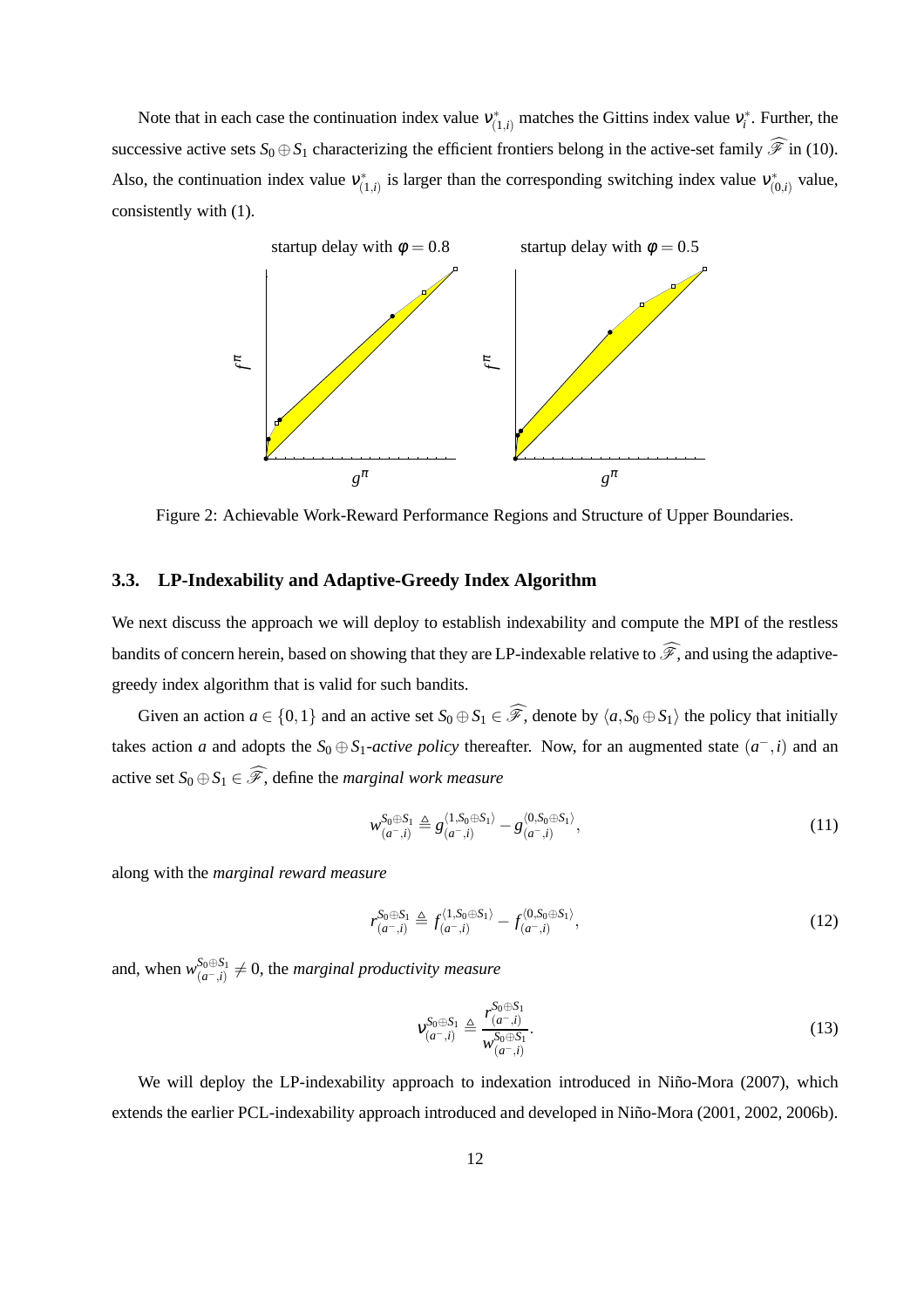Note that in each case the continuation index value $\nu^*_{(1,i)}$ matches the Gittins index value $\nu^*_i$. Further, the successive active sets $S_0 \oplus S_1$ characterizing the efficient frontiers belong in the active-set family $\widehat{\mathscr{F}}$ in (10). Also, the continuation index value $\nu^*_{(1,i)}$ is larger than the corresponding switching index value $\nu^*_{(0,i)}$ value, consistently with (1).

Figure 2: Achievable Work-Reward Performance Regions and Structure of Upper Boundaries.

### 3.3. LP-Indexability and Adaptive-Greedy Index Algorithm

We next discuss the approach we will deploy to establish indexability and compute the MPI of the restless bandits of concern herein, based on showing that they are LP-indexable relative to $\widehat{\mathscr{F}}$, and using the adaptive-greedy index algorithm that is valid for such bandits.

Given an action $a \in \{0,1\}$ and an active set $S_0 \oplus S_1 \in \widehat{\mathscr{F}}$, denote by $\langle a, S_0 \oplus S_1 \rangle$ the policy that initially takes action $a$ and adopts the $S_0 \oplus S_1$-*active policy* thereafter. Now, for an augmented state $(a^-, i)$ and an active set $S_0 \oplus S_1 \in \widehat{\mathscr{F}}$, define the *marginal work measure*

$$w^{S_0 \oplus S_1}_{(a^-,i)} \triangleq g^{\langle 1, S_0 \oplus S_1 \rangle}_{(a^-,i)} - g^{\langle 0, S_0 \oplus S_1 \rangle}_{(a^-,i)}, \tag{11}$$

along with the *marginal reward measure*

$$r^{S_0 \oplus S_1}_{(a^-,i)} \triangleq f^{\langle 1, S_0 \oplus S_1 \rangle}_{(a^-,i)} - f^{\langle 0, S_0 \oplus S_1 \rangle}_{(a^-,i)}, \tag{12}$$

and, when $w^{S_0 \oplus S_1}_{(a^-,i)} \neq 0$, the *marginal productivity measure*

$$\nu^{S_0 \oplus S_1}_{(a^-,i)} \triangleq \frac{r^{S_0 \oplus S_1}_{(a^-,i)}}{w^{S_0 \oplus S_1}_{(a^-,i)}}. \tag{13}$$

We will deploy the LP-indexability approach to indexation introduced in Niño-Mora (2007), which extends the earlier PCL-indexability approach introduced and developed in Niño-Mora (2001, 2002, 2006b).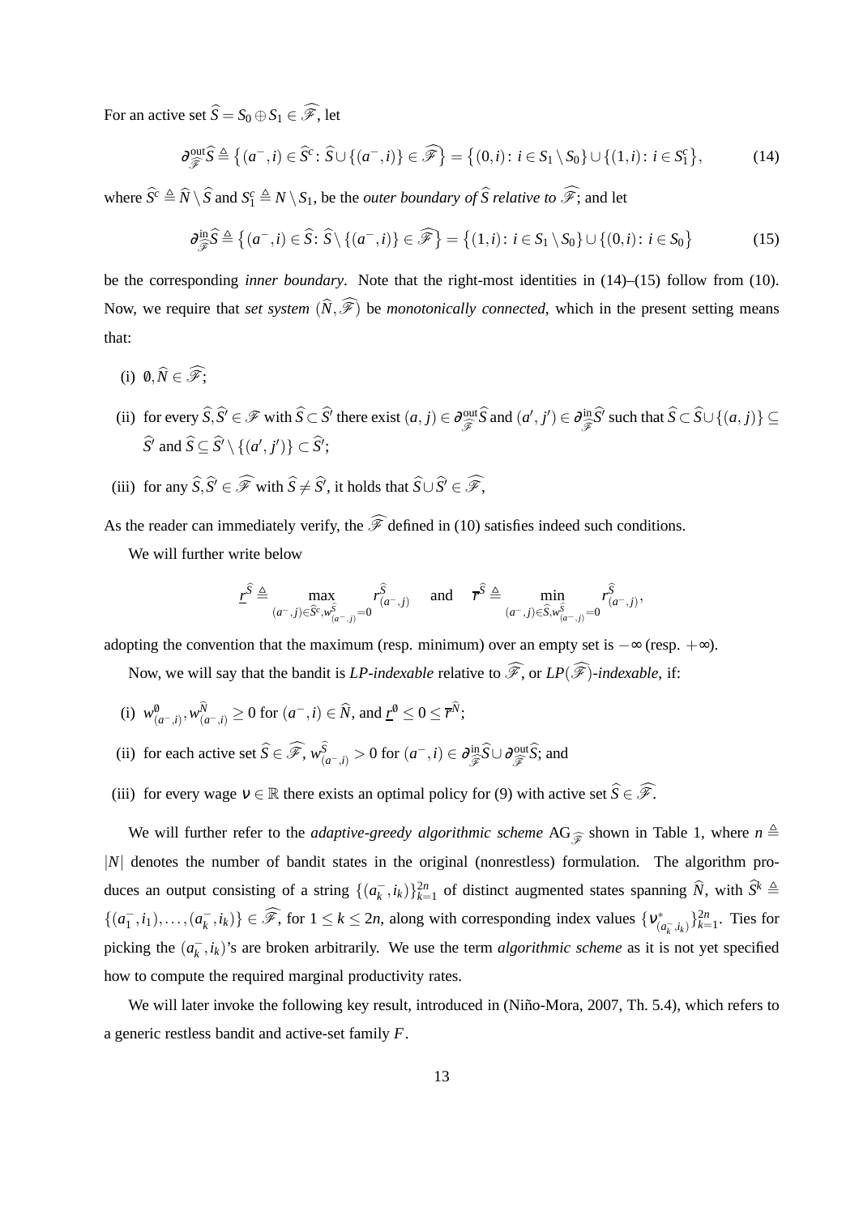For an active set $\widehat{S} = S_0 \oplus S_1 \in \widehat{\mathscr{F}}$, let

$$\partial^{\mathrm{out}}_{\widehat{\mathscr{F}}} \widehat{S} \triangleq \big\{(a^-, i) \in \widehat{S}^c \colon \widehat{S} \cup \{(a^-, i)\} \in \widehat{\mathscr{F}}\big\} = \big\{(0, i) \colon i \in S_1 \setminus S_0\big\} \cup \{(1, i) \colon i \in S_1^c\big\}, \tag{14}$$

where $\widehat{S}^c \triangleq \widehat{N} \setminus \widehat{S}$ and $S_1^c \triangleq N \setminus S_1$, be the *outer boundary of* $\widehat{S}$ *relative to* $\widehat{\mathscr{F}}$; and let

$$\partial^{\mathrm{in}}_{\widehat{\mathscr{F}}} \widehat{S} \triangleq \big\{(a^-, i) \in \widehat{S} \colon \widehat{S} \setminus \{(a^-, i)\} \in \widehat{\mathscr{F}}\big\} = \big\{(1, i) \colon i \in S_1 \setminus S_0\big\} \cup \big\{(0, i) \colon i \in S_0\big\} \tag{15}$$

be the corresponding *inner boundary*. Note that the right-most identities in (14)–(15) follow from (10). Now, we require that *set system* $(\widehat{N}, \widehat{\mathscr{F}})$ be *monotonically connected*, which in the present setting means that:

(i) $\emptyset, \widehat{N} \in \widehat{\mathscr{F}}$;

(ii) for every $\widehat{S}, \widehat{S}' \in \mathscr{F}$ with $\widehat{S} \subset \widehat{S}'$ there exist $(a, j) \in \partial^{\mathrm{out}}_{\widehat{\mathscr{F}}} \widehat{S}$ and $(a', j') \in \partial^{\mathrm{in}}_{\widehat{\mathscr{F}}} \widehat{S}'$ such that $\widehat{S} \subset \widehat{S} \cup \{(a, j)\} \subseteq \widehat{S}'$ and $\widehat{S} \subseteq \widehat{S}' \setminus \{(a', j')\} \subset \widehat{S}'$;

(iii) for any $\widehat{S}, \widehat{S}' \in \widehat{\mathscr{F}}$ with $\widehat{S} \neq \widehat{S}'$, it holds that $\widehat{S} \cup \widehat{S}' \in \widehat{\mathscr{F}}$,

As the reader can immediately verify, the $\widehat{\mathscr{F}}$ defined in (10) satisfies indeed such conditions.

We will further write below

$$\underline{r}^{\widehat{S}} \triangleq \max_{(a^-, j) \in \widehat{S}^c, w^{\widehat{S}}_{(a^-, j)} = 0} r^{\widehat{S}}_{(a^-, j)} \quad \text{and} \quad \overline{r}^{\widehat{S}} \triangleq \min_{(a^-, j) \in \widehat{S}, w^{\widehat{S}}_{(a^-, j)} = 0} r^{\widehat{S}}_{(a^-, j)},$$

adopting the convention that the maximum (resp. minimum) over an empty set is $-\infty$ (resp. $+\infty$).

Now, we will say that the bandit is *LP-indexable* relative to $\widehat{\mathscr{F}}$, or *LP*$(\widehat{\mathscr{F}})$*-indexable*, if:

(i) $w^{\emptyset}_{(a^-, i)}, w^{\widehat{N}}_{(a^-, i)} \geq 0$ for $(a^-, i) \in \widehat{N}$, and $\underline{r}^{\emptyset} \leq 0 \leq \overline{r}^{\widehat{N}}$;

(ii) for each active set $\widehat{S} \in \widehat{\mathscr{F}}$, $w^{\widehat{S}}_{(a^-, i)} > 0$ for $(a^-, i) \in \partial^{\mathrm{in}}_{\widehat{\mathscr{F}}} \widehat{S} \cup \partial^{\mathrm{out}}_{\widehat{\mathscr{F}}} \widehat{S}$; and

(iii) for every wage $\nu \in \mathbb{R}$ there exists an optimal policy for (9) with active set $\widehat{S} \in \widehat{\mathscr{F}}$.

We will further refer to the *adaptive-greedy algorithmic scheme* $\mathrm{AG}_{\widehat{\mathscr{F}}}$ shown in Table 1, where $n \triangleq |N|$ denotes the number of bandit states in the original (nonrestless) formulation. The algorithm produces an output consisting of a string $\{(a^-_k, i_k)\}_{k=1}^{2n}$ of distinct augmented states spanning $\widehat{N}$, with $\widehat{S}^k \triangleq \{(a^-_1, i_1), \ldots, (a^-_k, i_k)\} \in \widehat{\mathscr{F}}$, for $1 \leq k \leq 2n$, along with corresponding index values $\{\nu^*_{(a^-_k, i_k)}\}_{k=1}^{2n}$. Ties for picking the $(a^-_k, i_k)$'s are broken arbitrarily. We use the term *algorithmic scheme* as it is not yet specified how to compute the required marginal productivity rates.

We will later invoke the following key result, introduced in (Niño-Mora, 2007, Th. 5.4), which refers to a generic restless bandit and active-set family $F$.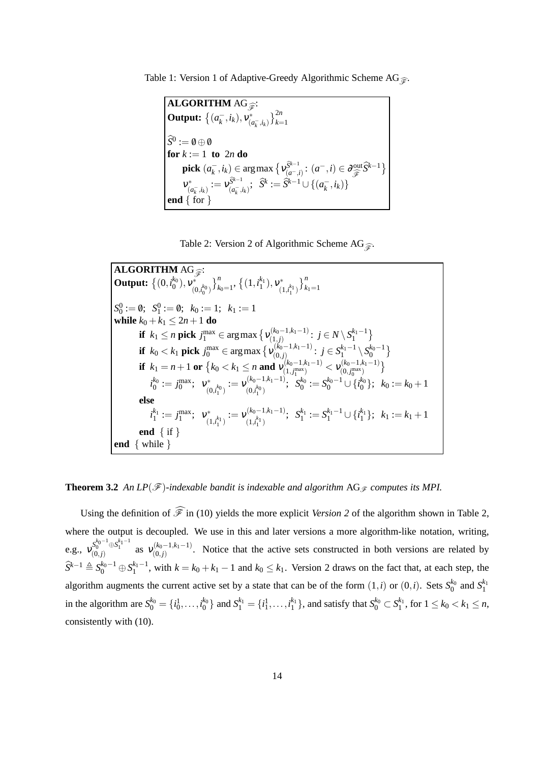Table 1: Version 1 of Adaptive-Greedy Algorithmic Scheme $\mathrm{AG}_{\widehat{\mathscr{F}}}$.

```
ALGORITHM AG_F̂:
Output: { (a_k^-, i_k), ν*_(a_k^-, i_k) }_{k=1}^{2n}

Ŝ^0 := ∅ ⊕ ∅
for k := 1 to 2n do
    pick (a_k^-, i_k) ∈ argmax { ν^{Ŝ^{k-1}}_{(a^-, i)} : (a^-, i) ∈ ∂^out_F̂ Ŝ^{k-1} }
    ν*_(a_k^-, i_k) := ν^{Ŝ^{k-1}}_{(a_k^-, i_k)};  Ŝ^k := Ŝ^{k-1} ∪ {(a_k^-, i_k)}
end { for }
```

$$
\begin{array}{l}
\textbf{ALGORITHM } \mathrm{AG}_{\widehat{\mathscr{F}}}\text{:} \\
\textbf{Output: } \big\{(a_k^-, i_k), \nu^*_{(a_k^-, i_k)}\big\}_{k=1}^{2n} \\
\widehat{S}^0 := \emptyset \oplus \emptyset \\
\textbf{for } k := 1 \textbf{ to } 2n \textbf{ do} \\
\quad \textbf{pick } (a_k^-, i_k) \in \arg\max \big\{ \nu^{\widehat{S}^{k-1}}_{(a^-, i)} : (a^-, i) \in \partial^{\text{out}}_{\widehat{\mathscr{F}}} \widehat{S}^{k-1} \big\} \\
\quad \nu^*_{(a_k^-, i_k)} := \nu^{\widehat{S}^{k-1}}_{(a_k^-, i_k)};\ \ \widehat{S}^k := \widehat{S}^{k-1} \cup \{(a_k^-, i_k)\} \\
\textbf{end } \{ \text{ for } \}
\end{array}
$$

Table 2: Version 2 of Algorithmic Scheme $\mathrm{AG}_{\widehat{\mathscr{F}}}$.

$$
\begin{array}{l}
\textbf{ALGORITHM } \mathrm{AG}_{\widehat{\mathscr{F}}}\text{:} \\
\textbf{Output: } \big\{(0, i_0^{k_0}), \nu^*_{(0, i_0^{k_0})}\big\}_{k_0=1}^{n}, \big\{(1, i_1^{k_1}), \nu^*_{(1, i_1^{k_1})}\big\}_{k_1=1}^{n} \\
S_0^0 := \emptyset;\ \ S_1^0 := \emptyset;\ \ k_0 := 1;\ \ k_1 := 1 \\
\textbf{while } k_0 + k_1 \leq 2n+1 \textbf{ do} \\
\quad \textbf{if } k_1 \leq n \textbf{ pick } j_1^{\max} \in \arg\max \big\{ \nu^{(k_0-1, k_1-1)}_{(1,j)} : j \in N \setminus S_1^{k_1-1} \big\} \\
\quad \textbf{if } k_0 < k_1 \textbf{ pick } j_0^{\max} \in \arg\max \big\{ \nu^{(k_0-1, k_1-1)}_{(0,j)} : j \in S_1^{k_1-1} \setminus S_0^{k_0-1} \big\} \\
\quad \textbf{if } k_1 = n+1 \textbf{ or } \big\{ k_0 < k_1 \leq n \textbf{ and } \nu^{(k_0-1, k_1-1)}_{(1, j_1^{\max})} < \nu^{(k_0-1, k_1-1)}_{(0, j_0^{\max})} \big\} \\
\quad\quad i_0^{k_0} := j_0^{\max};\ \ \nu^*_{(0, i_1^{k_0})} := \nu^{(k_0-1, k_1-1)}_{(0, i_1^{k_0})};\ \ S_0^{k_0} := S_0^{k_0-1} \cup \{i_0^{k_0}\};\ \ k_0 := k_0 + 1 \\
\quad \textbf{else} \\
\quad\quad i_1^{k_1} := j_1^{\max};\ \ \nu^*_{(1, i_1^{k_1})} := \nu^{(k_0-1, k_1-1)}_{(1, i_1^{k_1})};\ \ S_1^{k_1} := S_1^{k_1-1} \cup \{i_1^{k_1}\};\ \ k_1 := k_1 + 1 \\
\quad \textbf{end } \{ \text{ if } \} \\
\textbf{end } \{ \text{ while } \}
\end{array}
$$

**Theorem 3.2** *An LP($\mathscr{F}$)-indexable bandit is indexable and algorithm* $\mathrm{AG}_{\mathscr{F}}$ *computes its MPI.*

Using the definition of $\widehat{\mathscr{F}}$ in (10) yields the more explicit *Version 2* of the algorithm shown in Table 2, where the output is decoupled. We use in this and later versions a more algorithm-like notation, writing, e.g., $\nu^{S_0^{k_0-1} \oplus S_1^{k_1-1}}_{(0,j)}$ as $\nu^{(k_0-1, k_1-1)}_{(0,j)}$. Notice that the active sets constructed in both versions are related by $\widehat{S}^{k-1} \triangleq S_0^{k_0-1} \oplus S_1^{k_1-1}$, with $k = k_0 + k_1 - 1$ and $k_0 \leq k_1$. Version 2 draws on the fact that, at each step, the algorithm augments the current active set by a state that can be of the form $(1,i)$ or $(0,i)$. Sets $S_0^{k_0}$ and $S_1^{k_1}$ in the algorithm are $S_0^{k_0} = \{i_0^1, \ldots, i_0^{k_0}\}$ and $S_1^{k_1} = \{i_1^1, \ldots, i_1^{k_1}\}$, and satisfy that $S_0^{k_0} \subset S_1^{k_1}$, for $1 \leq k_0 < k_1 \leq n$, consistently with (10).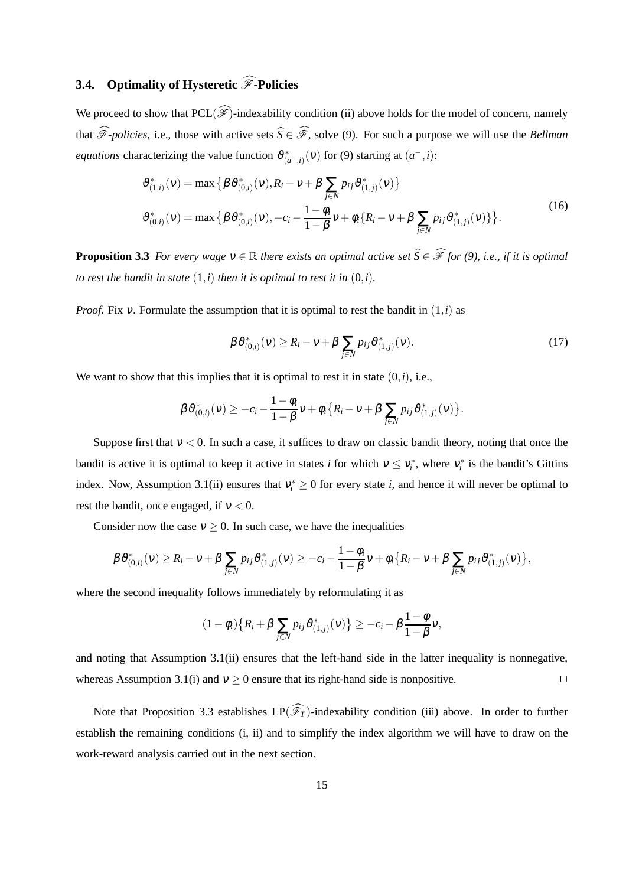### 3.4. Optimality of Hysteretic $\widehat{\mathscr{F}}$-Policies

We proceed to show that PCL($\widehat{\mathscr{F}}$)-indexability condition (ii) above holds for the model of concern, namely that $\widehat{\mathscr{F}}$*-policies*, i.e., those with active sets $\widehat{S} \in \widehat{\mathscr{F}}$, solve (9). For such a purpose we will use the *Bellman equations* characterizing the value function $\vartheta^*_{(a^-,i)}(\nu)$ for (9) starting at $(a^-,i)$:

$$
\begin{aligned}
\vartheta^*_{(1,i)}(\nu) &= \max\big\{\beta\vartheta^*_{(0,i)}(\nu), R_i - \nu + \beta\sum_{j\in N} p_{ij}\vartheta^*_{(1,j)}(\nu)\big\} \\
\vartheta^*_{(0,i)}(\nu) &= \max\big\{\beta\vartheta^*_{(0,i)}(\nu), -c_i - \frac{1-\phi_i}{1-\beta}\nu + \phi_i\{R_i - \nu + \beta\sum_{j\in N} p_{ij}\vartheta^*_{(1,j)}(\nu)\}\big\}.
\end{aligned}
\tag{16}
$$

**Proposition 3.3** *For every wage $\nu \in \mathbb{R}$ there exists an optimal active set $\widehat{S} \in \widehat{\mathscr{F}}$ for (9), i.e., if it is optimal to rest the bandit in state $(1,i)$ then it is optimal to rest it in $(0,i)$.*

*Proof.* Fix $\nu$. Formulate the assumption that it is optimal to rest the bandit in $(1,i)$ as

$$
\beta\vartheta^*_{(0,i)}(\nu) \geq R_i - \nu + \beta\sum_{j\in N} p_{ij}\vartheta^*_{(1,j)}(\nu). \tag{17}
$$

We want to show that this implies that it is optimal to rest it in state $(0,i)$, i.e.,

$$
\beta\vartheta^*_{(0,i)}(\nu) \geq -c_i - \frac{1-\phi_i}{1-\beta}\nu + \phi_i\big\{R_i - \nu + \beta\sum_{j\in N} p_{ij}\vartheta^*_{(1,j)}(\nu)\big\}.
$$

Suppose first that $\nu < 0$. In such a case, it suffices to draw on classic bandit theory, noting that once the bandit is active it is optimal to keep it active in states $i$ for which $\nu \leq \nu^*_i$, where $\nu^*_i$ is the bandit's Gittins index. Now, Assumption 3.1(ii) ensures that $\nu^*_i \geq 0$ for every state $i$, and hence it will never be optimal to rest the bandit, once engaged, if $\nu < 0$.

Consider now the case $\nu \geq 0$. In such case, we have the inequalities

$$
\beta\vartheta^*_{(0,i)}(\nu) \geq R_i - \nu + \beta\sum_{j\in N} p_{ij}\vartheta^*_{(1,j)}(\nu) \geq -c_i - \frac{1-\phi_i}{1-\beta}\nu + \phi_i\big\{R_i - \nu + \beta\sum_{j\in N} p_{ij}\vartheta^*_{(1,j)}(\nu)\big\},
$$

where the second inequality follows immediately by reformulating it as

$$
(1-\phi_i)\big\{R_i + \beta\sum_{j\in N} p_{ij}\vartheta^*_{(1,j)}(\nu)\big\} \geq -c_i - \beta\frac{1-\phi}{1-\beta}\nu,
$$

and noting that Assumption 3.1(ii) ensures that the left-hand side in the latter inequality is nonnegative, whereas Assumption 3.1(i) and $\nu \geq 0$ ensure that its right-hand side is nonpositive. $\square$

Note that Proposition 3.3 establishes LP($\widehat{\mathscr{F}}_T$)-indexability condition (iii) above. In order to further establish the remaining conditions (i, ii) and to simplify the index algorithm we will have to draw on the work-reward analysis carried out in the next section.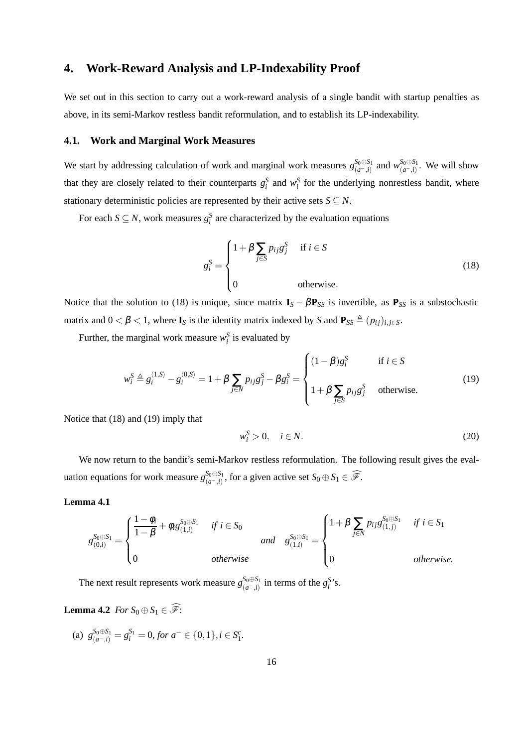## 4. Work-Reward Analysis and LP-Indexability Proof

We set out in this section to carry out a work-reward analysis of a single bandit with startup penalties as above, in its semi-Markov restless bandit reformulation, and to establish its LP-indexability.

### 4.1. Work and Marginal Work Measures

We start by addressing calculation of work and marginal work measures $g_{(a^-,i)}^{S_0 \oplus S_1}$ and $w_{(a^-,i)}^{S_0 \oplus S_1}$. We will show that they are closely related to their counterparts $g_i^S$ and $w_i^S$ for the underlying nonrestless bandit, where stationary deterministic policies are represented by their active sets $S \subseteq N$.

For each $S \subseteq N$, work measures $g_i^S$ are characterized by the evaluation equations

$$
g_i^S = \begin{cases} 1 + \beta \sum_{j \in S} p_{ij} g_j^S & \text{if } i \in S \\ 0 & \text{otherwise.} \end{cases} \tag{18}
$$

Notice that the solution to (18) is unique, since matrix $\mathbf{I}_S - \beta \mathbf{P}_{SS}$ is invertible, as $\mathbf{P}_{SS}$ is a substochastic matrix and $0 < \beta < 1$, where $\mathbf{I}_S$ is the identity matrix indexed by $S$ and $\mathbf{P}_{SS} \triangleq (p_{ij})_{i,j \in S}$.

Further, the marginal work measure $w_i^S$ is evaluated by

$$
w_i^S \triangleq g_i^{\langle 1,S \rangle} - g_i^{\langle 0,S \rangle} = 1 + \beta \sum_{j \in N} p_{ij} g_j^S - \beta g_i^S = \begin{cases} (1-\beta) g_i^S & \text{if } i \in S \\ 1 + \beta \sum_{j \in S} p_{ij} g_j^S & \text{otherwise.} \end{cases} \tag{19}
$$

Notice that (18) and (19) imply that

$$
w_i^S > 0, \quad i \in N. \tag{20}
$$

We now return to the bandit's semi-Markov restless reformulation. The following result gives the evaluation equations for work measure $g_{(a^-,i)}^{S_0 \oplus S_1}$, for a given active set $S_0 \oplus S_1 \in \widehat{\mathscr{F}}$.

**Lemma 4.1**

$$
g_{(0,i)}^{S_0 \oplus S_1} = \begin{cases} \dfrac{1-\phi_i}{1-\beta} + \phi_i g_{(1,i)}^{S_0 \oplus S_1} & \textit{if } i \in S_0 \\ 0 & \textit{otherwise} \end{cases} \quad \textit{and} \quad g_{(1,i)}^{S_0 \oplus S_1} = \begin{cases} 1 + \beta \sum_{j \in N} p_{ij} g_{(1,j)}^{S_0 \oplus S_1} & \textit{if } i \in S_1 \\ 0 & \textit{otherwise.} \end{cases}
$$

The next result represents work measure $g_{(a^-,i)}^{S_0 \oplus S_1}$ in terms of the $g_i^S$'s.

**Lemma 4.2** *For* $S_0 \oplus S_1 \in \widehat{\mathscr{F}}$:

(a) $g_{(a^-,i)}^{S_0 \oplus S_1} = g_i^{S_1} = 0$, *for* $a^- \in \{0,1\}, i \in S_1^c$.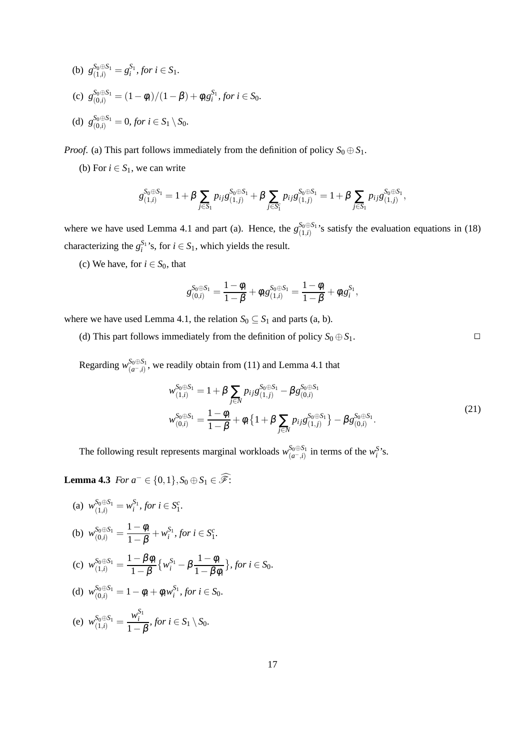(b) $g_{(1,i)}^{S_0 \oplus S_1} = g_i^{S_1}$, *for* $i \in S_1$.

(c) $g_{(0,i)}^{S_0 \oplus S_1} = (1 - \phi_i)/(1 - \beta) + \phi_i g_i^{S_1}$, *for* $i \in S_0$.

(d) $g_{(0,i)}^{S_0 \oplus S_1} = 0$, *for* $i \in S_1 \setminus S_0$.

*Proof.* (a) This part follows immediately from the definition of policy $S_0 \oplus S_1$.

(b) For $i \in S_1$, we can write

$$g_{(1,i)}^{S_0 \oplus S_1} = 1 + \beta \sum_{j \in S_1} p_{ij} g_{(1,j)}^{S_0 \oplus S_1} + \beta \sum_{j \in S_1^c} p_{ij} g_{(1,j)}^{S_0 \oplus S_1} = 1 + \beta \sum_{j \in S_1} p_{ij} g_{(1,j)}^{S_0 \oplus S_1},$$

where we have used Lemma 4.1 and part (a). Hence, the $g_{(1,i)}^{S_0 \oplus S_1}$'s satisfy the evaluation equations in (18) characterizing the $g_i^{S_1}$'s, for $i \in S_1$, which yields the result.

(c) We have, for $i \in S_0$, that

$$g_{(0,i)}^{S_0 \oplus S_1} = \frac{1 - \phi_i}{1 - \beta} + \phi_i g_{(1,i)}^{S_0 \oplus S_1} = \frac{1 - \phi_i}{1 - \beta} + \phi_i g_i^{S_1},$$

where we have used Lemma 4.1, the relation $S_0 \subseteq S_1$ and parts (a, b).

(d) This part follows immediately from the definition of policy $S_0 \oplus S_1$. □

Regarding $w_{(a^-,i)}^{S_0 \oplus S_1}$, we readily obtain from (11) and Lemma 4.1 that

$$\begin{aligned} w_{(1,i)}^{S_0 \oplus S_1} &= 1 + \beta \sum_{j \in N} p_{ij} g_{(1,j)}^{S_0 \oplus S_1} - \beta g_{(0,i)}^{S_0 \oplus S_1} \\ w_{(0,i)}^{S_0 \oplus S_1} &= \frac{1 - \phi_i}{1 - \beta} + \phi_i \{1 + \beta \sum_{j \in N} p_{ij} g_{(1,j)}^{S_0 \oplus S_1}\} - \beta g_{(0,i)}^{S_0 \oplus S_1}. \end{aligned} \tag{21}$$

The following result represents marginal workloads $w_{(a^-,i)}^{S_0 \oplus S_1}$ in terms of the $w_i^S$'s.

**Lemma 4.3** *For* $a^- \in \{0, 1\}, S_0 \oplus S_1 \in \widehat{\mathscr{F}}$:

(a) $w_{(1,i)}^{S_0 \oplus S_1} = w_i^{S_1}$, *for* $i \in S_1^c$.

(b) $w_{(0,i)}^{S_0 \oplus S_1} = \dfrac{1 - \phi_i}{1 - \beta} + w_i^{S_1}$, *for* $i \in S_1^c$.

(c) $w_{(1,i)}^{S_0 \oplus S_1} = \dfrac{1 - \beta\phi_i}{1 - \beta} \{w_i^{S_1} - \beta \dfrac{1 - \phi_i}{1 - \beta\phi_i}\}$, *for* $i \in S_0$.

(d) $w_{(0,i)}^{S_0 \oplus S_1} = 1 - \phi_i + \phi_i w_i^{S_1}$, *for* $i \in S_0$.

(e) $w_{(1,i)}^{S_0 \oplus S_1} = \dfrac{w_i^{S_1}}{1 - \beta}$, *for* $i \in S_1 \setminus S_0$.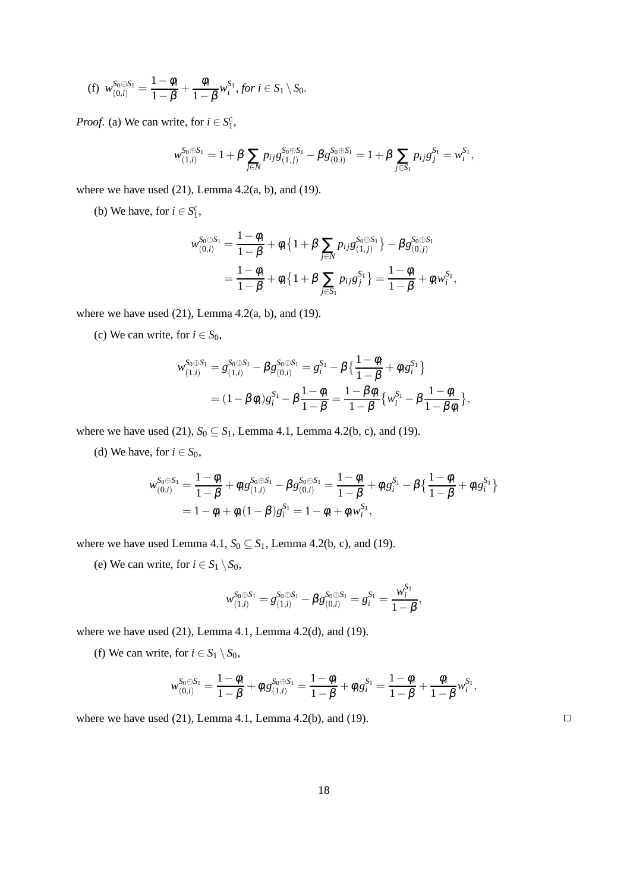(f) $w_{(0,i)}^{S_0 \oplus S_1} = \dfrac{1-\phi_i}{1-\beta} + \dfrac{\phi_i}{1-\beta} w_i^{S_1}$, *for* $i \in S_1 \setminus S_0$.

*Proof.* (a) We can write, for $i \in S_1^c$,

$$w_{(1,i)}^{S_0 \oplus S_1} = 1 + \beta \sum_{j \in N} p_{ij} g_{(1,j)}^{S_0 \oplus S_1} - \beta g_{(0,i)}^{S_0 \oplus S_1} = 1 + \beta \sum_{j \in S_1} p_{ij} g_j^{S_1} = w_i^{S_1},$$

where we have used (21), Lemma 4.2(a, b), and (19).

(b) We have, for $i \in S_1^c$,

$$\begin{aligned} w_{(0,i)}^{S_0 \oplus S_1} &= \frac{1-\phi_i}{1-\beta} + \phi_i \big\{ 1 + \beta \sum_{j \in N} p_{ij} g_{(1,j)}^{S_0 \oplus S_1} \big\} - \beta g_{(0,j)}^{S_0 \oplus S_1} \\ &= \frac{1-\phi_i}{1-\beta} + \phi_i \big\{ 1 + \beta \sum_{j \in S_1} p_{ij} g_j^{S_1} \big\} = \frac{1-\phi_i}{1-\beta} + \phi_i w_i^{S_1}, \end{aligned}$$

where we have used (21), Lemma 4.2(a, b), and (19).

(c) We can write, for $i \in S_0$,

$$\begin{aligned} w_{(1,i)}^{S_0 \oplus S_1} &= g_{(1,i)}^{S_0 \oplus S_1} - \beta g_{(0,i)}^{S_0 \oplus S_1} = g_i^{S_1} - \beta \big\{ \frac{1-\phi_i}{1-\beta} + \phi_i g_i^{S_1} \big\} \\ &= (1 - \beta \phi_i) g_i^{S_1} - \beta \frac{1-\phi_i}{1-\beta} = \frac{1-\beta\phi_i}{1-\beta} \big\{ w_i^{S_1} - \beta \frac{1-\phi_i}{1-\beta\phi_i} \big\}, \end{aligned}$$

where we have used (21), $S_0 \subseteq S_1$, Lemma 4.1, Lemma 4.2(b, c), and (19).

(d) We have, for $i \in S_0$,

$$\begin{aligned} w_{(0,i)}^{S_0 \oplus S_1} &= \frac{1-\phi_i}{1-\beta} + \phi_i g_{(1,i)}^{S_0 \oplus S_1} - \beta g_{(0,i)}^{S_0 \oplus S_1} = \frac{1-\phi_i}{1-\beta} + \phi_i g_i^{S_1} - \beta \big\{ \frac{1-\phi_i}{1-\beta} + \phi_i g_i^{S_1} \big\} \\ &= 1 - \phi_i + \phi_i (1-\beta) g_i^{S_1} = 1 - \phi_i + \phi_i w_i^{S_1}, \end{aligned}$$

where we have used Lemma 4.1, $S_0 \subseteq S_1$, Lemma 4.2(b, c), and (19).

(e) We can write, for $i \in S_1 \setminus S_0$,

$$w_{(1,i)}^{S_0 \oplus S_1} = g_{(1,i)}^{S_0 \oplus S_1} - \beta g_{(0,i)}^{S_0 \oplus S_1} = g_i^{S_1} = \frac{w_i^{S_1}}{1-\beta},$$

where we have used (21), Lemma 4.1, Lemma 4.2(d), and (19).

(f) We can write, for $i \in S_1 \setminus S_0$,

$$w_{(0,i)}^{S_0 \oplus S_1} = \frac{1-\phi_i}{1-\beta} + \phi_i g_{(1,i)}^{S_0 \oplus S_1} = \frac{1-\phi_i}{1-\beta} + \phi_i g_i^{S_1} = \frac{1-\phi_i}{1-\beta} + \frac{\phi_i}{1-\beta} w_i^{S_1},$$

where we have used (21), Lemma 4.1, Lemma 4.2(b), and (19). $\square$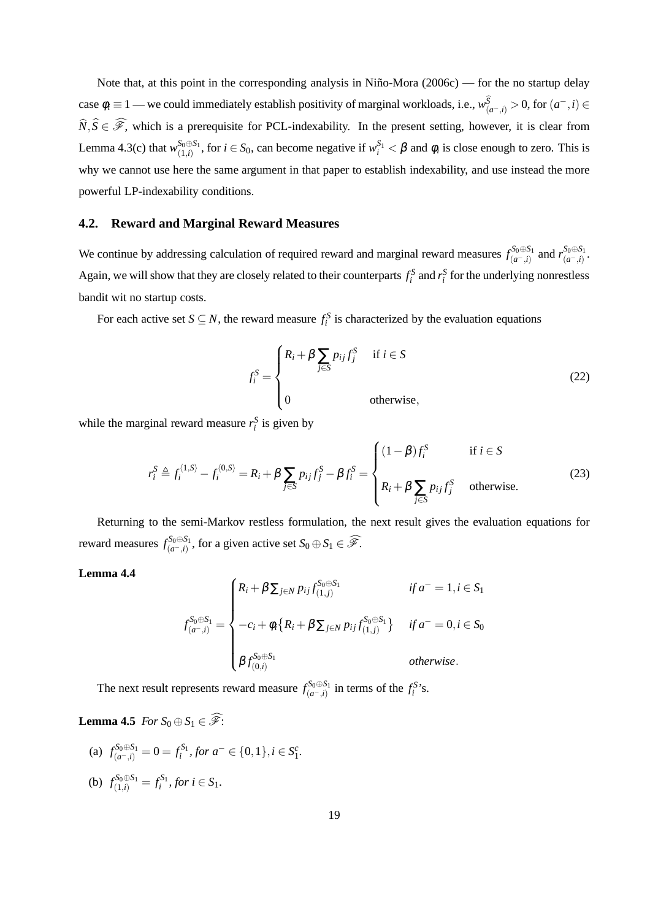Note that, at this point in the corresponding analysis in Niño-Mora (2006c) — for the no startup delay case $\phi_i \equiv 1$ — we could immediately establish positivity of marginal workloads, i.e., $w^{\widehat{S}}_{(a^-,i)} > 0$, for $(a^-,i) \in \widehat{N}, \widehat{S} \in \widehat{\mathscr{F}}$, which is a prerequisite for PCL-indexability. In the present setting, however, it is clear from Lemma 4.3(c) that $w^{S_0 \oplus S_1}_{(1,i)}$, for $i \in S_0$, can become negative if $w^{S_1}_i < \beta$ and $\phi_i$ is close enough to zero. This is why we cannot use here the same argument in that paper to establish indexability, and use instead the more powerful LP-indexability conditions.

## 4.2. Reward and Marginal Reward Measures

We continue by addressing calculation of required reward and marginal reward measures $f^{S_0 \oplus S_1}_{(a^-,i)}$ and $r^{S_0 \oplus S_1}_{(a^-,i)}$. Again, we will show that they are closely related to their counterparts $f^S_i$ and $r^S_i$ for the underlying nonrestless bandit wit no startup costs.

For each active set $S \subseteq N$, the reward measure $f^S_i$ is characterized by the evaluation equations

$$
f^S_i = \begin{cases} R_i + \beta \sum_{j \in S} p_{ij} f^S_j & \text{if } i \in S \\ \\ 0 & \text{otherwise}, \end{cases} \tag{22}
$$

while the marginal reward measure $r^S_i$ is given by

$$
r^S_i \triangleq f^{\langle 1,S \rangle}_i - f^{\langle 0,S \rangle}_i = R_i + \beta \sum_{j \in S} p_{ij} f^S_j - \beta f^S_i = \begin{cases} (1-\beta) f^S_i & \text{if } i \in S \\ \\ R_i + \beta \sum_{j \in S} p_{ij} f^S_j & \text{otherwise.} \end{cases} \tag{23}
$$

Returning to the semi-Markov restless formulation, the next result gives the evaluation equations for reward measures $f^{S_0 \oplus S_1}_{(a^-,i)}$, for a given active set $S_0 \oplus S_1 \in \widehat{\mathscr{F}}$.

**Lemma 4.4**

$$
f^{S_0 \oplus S_1}_{(a^-,i)} = \begin{cases} R_i + \beta \sum_{j \in N} p_{ij} f^{S_0 \oplus S_1}_{(1,j)} & \textit{if } a^- = 1, i \in S_1 \\ \\ -c_i + \phi_i \big\{ R_i + \beta \sum_{j \in N} p_{ij} f^{S_0 \oplus S_1}_{(1,j)} \big\} & \textit{if } a^- = 0, i \in S_0 \\ \\ \beta f^{S_0 \oplus S_1}_{(0,i)} & \textit{otherwise}. \end{cases}
$$

The next result represents reward measure $f^{S_0 \oplus S_1}_{(a^-,i)}$ in terms of the $f^S_i$'s.

**Lemma 4.5** *For* $S_0 \oplus S_1 \in \widehat{\mathscr{F}}$:

(a) $f^{S_0 \oplus S_1}_{(a^-,i)} = 0 = f^{S_1}_i$, *for* $a^- \in \{0,1\}, i \in S^c_1$.

(b) $f^{S_0 \oplus S_1}_{(1,i)} = f^{S_1}_i$, *for* $i \in S_1$.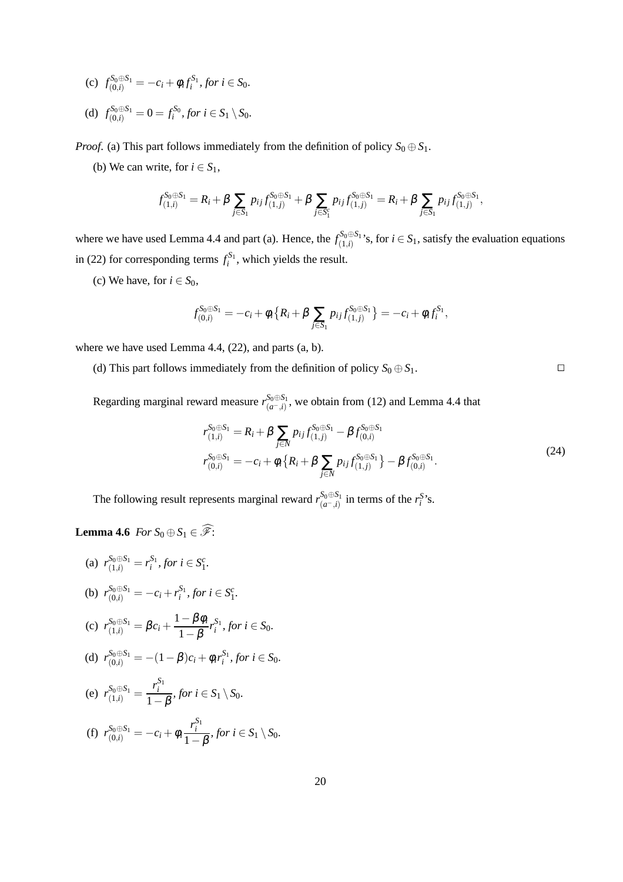(c) $f^{S_0 \oplus S_1}_{(0,i)} = -c_i + \phi_i f^{S_1}_i$, *for* $i \in S_0$.

(d) $f^{S_0 \oplus S_1}_{(0,i)} = 0 = f^{S_0}_i$, *for* $i \in S_1 \setminus S_0$.

*Proof.* (a) This part follows immediately from the definition of policy $S_0 \oplus S_1$.

(b) We can write, for $i \in S_1$,

$$f^{S_0 \oplus S_1}_{(1,i)} = R_i + \beta \sum_{j \in S_1} p_{ij} f^{S_0 \oplus S_1}_{(1,j)} + \beta \sum_{j \in S_1^c} p_{ij} f^{S_0 \oplus S_1}_{(1,j)} = R_i + \beta \sum_{j \in S_1} p_{ij} f^{S_0 \oplus S_1}_{(1,j)},$$

where we have used Lemma 4.4 and part (a). Hence, the $f^{S_0 \oplus S_1}_{(1,i)}$'s, for $i \in S_1$, satisfy the evaluation equations in (22) for corresponding terms $f^{S_1}_i$, which yields the result.

(c) We have, for $i \in S_0$,

$$f^{S_0 \oplus S_1}_{(0,i)} = -c_i + \phi_i \big\{ R_i + \beta \sum_{j \in S_1} p_{ij} f^{S_0 \oplus S_1}_{(1,j)} \big\} = -c_i + \phi_i f^{S_1}_i,$$

where we have used Lemma 4.4, (22), and parts (a, b).

(d) This part follows immediately from the definition of policy $S_0 \oplus S_1$. $\square$

Regarding marginal reward measure $r^{S_0 \oplus S_1}_{(a^-,i)}$, we obtain from (12) and Lemma 4.4 that

$$\begin{aligned} r^{S_0 \oplus S_1}_{(1,i)} &= R_i + \beta \sum_{j \in N} p_{ij} f^{S_0 \oplus S_1}_{(1,j)} - \beta f^{S_0 \oplus S_1}_{(0,i)} \\ r^{S_0 \oplus S_1}_{(0,i)} &= -c_i + \phi_i \big\{ R_i + \beta \sum_{j \in N} p_{ij} f^{S_0 \oplus S_1}_{(1,j)} \big\} - \beta f^{S_0 \oplus S_1}_{(0,i)}. \end{aligned} \tag{24}$$

The following result represents marginal reward $r^{S_0 \oplus S_1}_{(a^-,i)}$ in terms of the $r^S_i$'s.

**Lemma 4.6** *For* $S_0 \oplus S_1 \in \widehat{\mathscr{F}}$:

(a) $r^{S_0 \oplus S_1}_{(1,i)} = r^{S_1}_i$, *for* $i \in S_1^c$.

(b) $r^{S_0 \oplus S_1}_{(0,i)} = -c_i + r^{S_1}_i$, *for* $i \in S_1^c$.

(c) $r^{S_0 \oplus S_1}_{(1,i)} = \beta c_i + \dfrac{1 - \beta \phi_i}{1 - \beta} r^{S_1}_i$, *for* $i \in S_0$.

(d) $r^{S_0 \oplus S_1}_{(0,i)} = -(1 - \beta) c_i + \phi_i r^{S_1}_i$, *for* $i \in S_0$.

(e) $r^{S_0 \oplus S_1}_{(1,i)} = \dfrac{r^{S_1}_i}{1 - \beta}$, *for* $i \in S_1 \setminus S_0$.

(f) $r^{S_0 \oplus S_1}_{(0,i)} = -c_i + \phi_i \dfrac{r^{S_1}_i}{1 - \beta}$, *for* $i \in S_1 \setminus S_0$.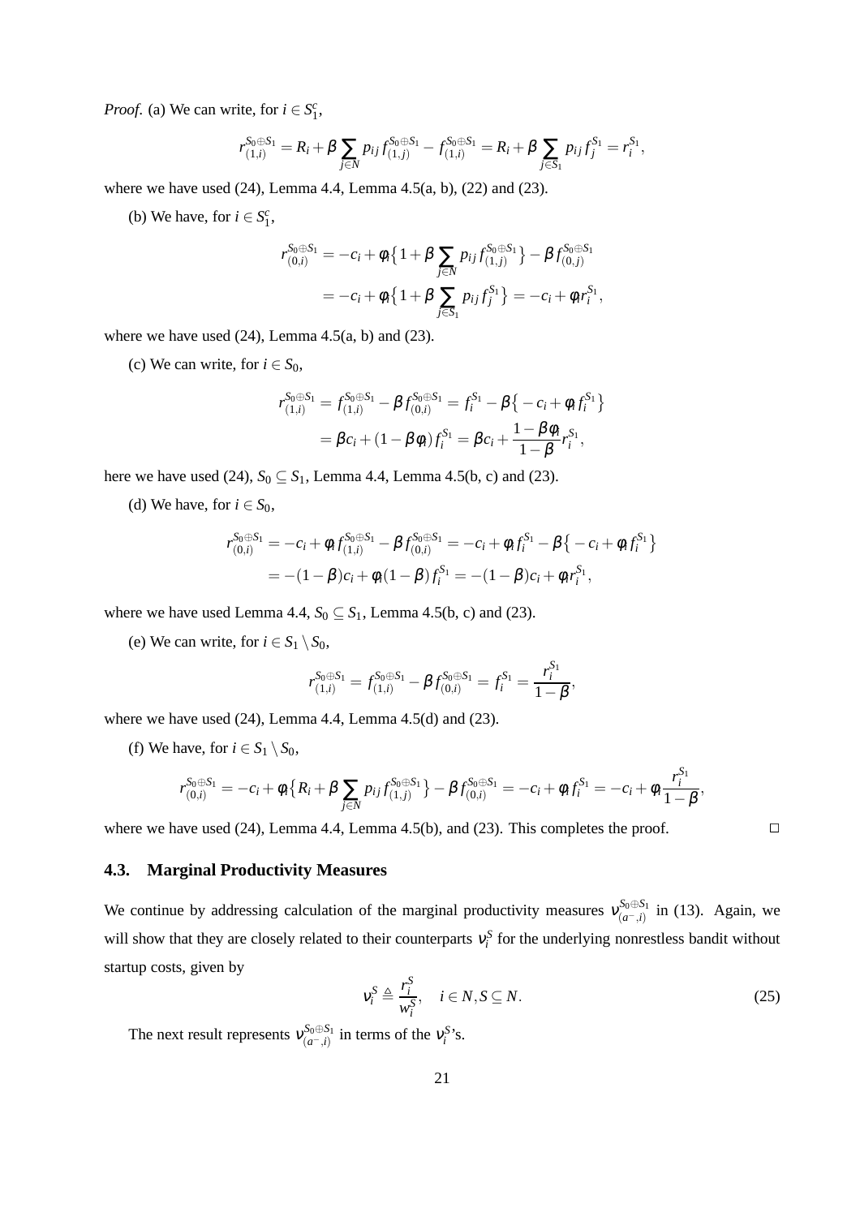*Proof.* (a) We can write, for $i \in S_1^c$,

$$r_{(1,i)}^{S_0 \oplus S_1} = R_i + \beta \sum_{j \in N} p_{ij} f_{(1,j)}^{S_0 \oplus S_1} - f_{(1,i)}^{S_0 \oplus S_1} = R_i + \beta \sum_{j \in S_1} p_{ij} f_j^{S_1} = r_i^{S_1},$$

where we have used (24), Lemma 4.4, Lemma 4.5(a, b), (22) and (23).

(b) We have, for $i \in S_1^c$,

$$\begin{aligned} r_{(0,i)}^{S_0 \oplus S_1} &= -c_i + \phi_i \big\{ 1 + \beta \sum_{j \in N} p_{ij} f_{(1,j)}^{S_0 \oplus S_1} \big\} - \beta f_{(0,j)}^{S_0 \oplus S_1} \\ &= -c_i + \phi_i \big\{ 1 + \beta \sum_{j \in S_1} p_{ij} f_j^{S_1} \big\} = -c_i + \phi_i r_i^{S_1}, \end{aligned}$$

where we have used (24), Lemma 4.5(a, b) and (23).

(c) We can write, for $i \in S_0$,

$$\begin{aligned} r_{(1,i)}^{S_0 \oplus S_1} &= f_{(1,i)}^{S_0 \oplus S_1} - \beta f_{(0,i)}^{S_0 \oplus S_1} = f_i^{S_1} - \beta \big\{ -c_i + \phi_i f_i^{S_1} \big\} \\ &= \beta c_i + (1 - \beta \phi_i) f_i^{S_1} = \beta c_i + \frac{1 - \beta \phi_i}{1 - \beta} r_i^{S_1}, \end{aligned}$$

here we have used (24), $S_0 \subseteq S_1$, Lemma 4.4, Lemma 4.5(b, c) and (23).

(d) We have, for $i \in S_0$,

$$\begin{aligned} r_{(0,i)}^{S_0 \oplus S_1} &= -c_i + \phi_i f_{(1,i)}^{S_0 \oplus S_1} - \beta f_{(0,i)}^{S_0 \oplus S_1} = -c_i + \phi_i f_i^{S_1} - \beta \big\{ -c_i + \phi_i f_i^{S_1} \big\} \\ &= -(1 - \beta) c_i + \phi_i (1 - \beta) f_i^{S_1} = -(1 - \beta) c_i + \phi_i r_i^{S_1}, \end{aligned}$$

where we have used Lemma 4.4, $S_0 \subseteq S_1$, Lemma 4.5(b, c) and (23).

(e) We can write, for $i \in S_1 \setminus S_0$,

$$r_{(1,i)}^{S_0 \oplus S_1} = f_{(1,i)}^{S_0 \oplus S_1} - \beta f_{(0,i)}^{S_0 \oplus S_1} = f_i^{S_1} = \frac{r_i^{S_1}}{1 - \beta},$$

where we have used (24), Lemma 4.4, Lemma 4.5(d) and (23).

(f) We have, for $i \in S_1 \setminus S_0$,

$$r_{(0,i)}^{S_0 \oplus S_1} = -c_i + \phi_i \big\{ R_i + \beta \sum_{j \in N} p_{ij} f_{(1,j)}^{S_0 \oplus S_1} \big\} - \beta f_{(0,i)}^{S_0 \oplus S_1} = -c_i + \phi_i f_i^{S_1} = -c_i + \phi_i \frac{r_i^{S_1}}{1 - \beta},$$

where we have used (24), Lemma 4.4, Lemma 4.5(b), and (23). This completes the proof. □

### 4.3. Marginal Productivity Measures

We continue by addressing calculation of the marginal productivity measures $\nu_{(a^-,i)}^{S_0 \oplus S_1}$ in (13). Again, we will show that they are closely related to their counterparts $\nu_i^S$ for the underlying nonrestless bandit without startup costs, given by

$$\nu_i^S \triangleq \frac{r_i^S}{w_i^S}, \quad i \in N, S \subseteq N. \tag{25}$$

The next result represents $\nu_{(a^-,i)}^{S_0 \oplus S_1}$ in terms of the $\nu_i^S$'s.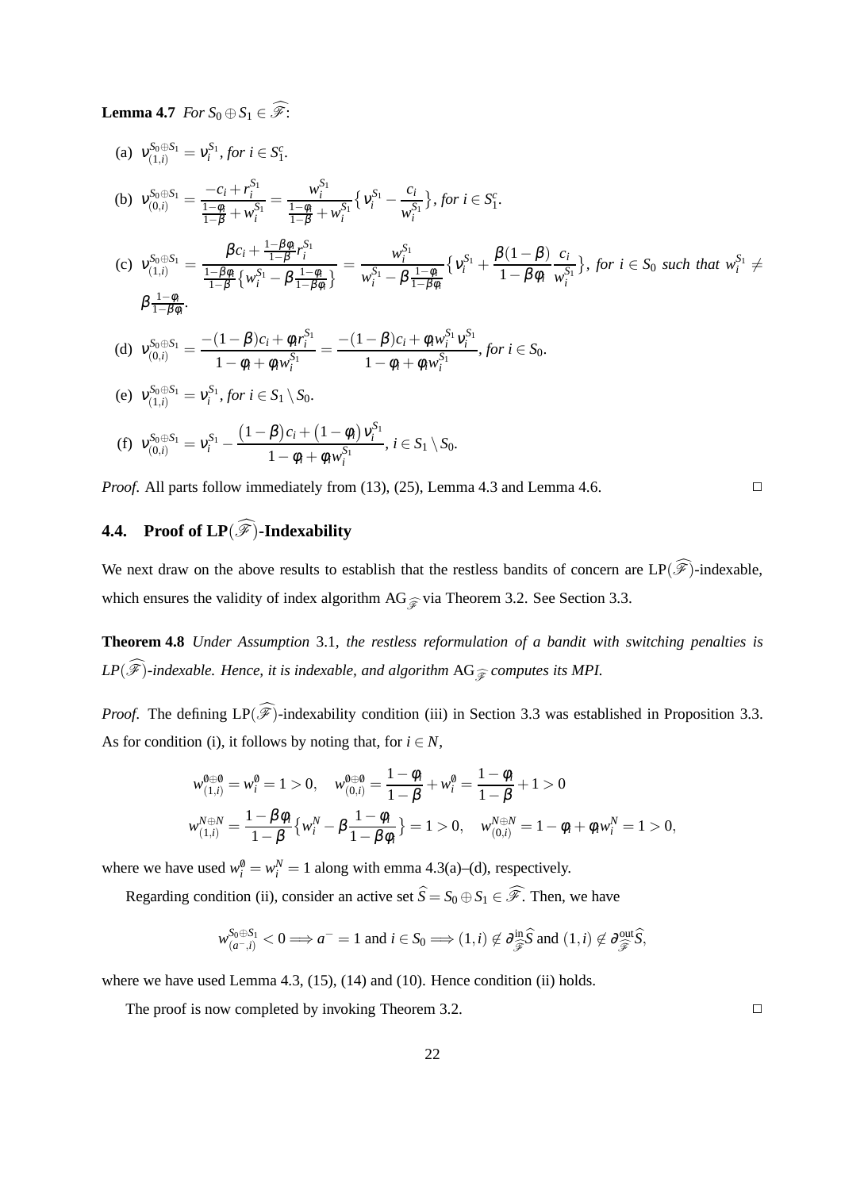**Lemma 4.7** *For $S_0 \oplus S_1 \in \widehat{\mathscr{F}}$:*

(a) $\nu_{(1,i)}^{S_0 \oplus S_1} = \nu_i^{S_1}$, *for $i \in S_1^c$.*

(b) $\nu_{(0,i)}^{S_0 \oplus S_1} = \dfrac{-c_i + r_i^{S_1}}{\frac{1-\phi_i}{1-\beta} + w_i^{S_1}} = \dfrac{w_i^{S_1}}{\frac{1-\phi_i}{1-\beta} + w_i^{S_1}} \big\{ \nu_i^{S_1} - \dfrac{c_i}{w_i^{S_1}} \big\}$, *for $i \in S_1^c$.*

(c) $\nu_{(1,i)}^{S_0 \oplus S_1} = \dfrac{\beta c_i + \frac{1-\beta\phi_i}{1-\beta} r_i^{S_1}}{\frac{1-\beta\phi_i}{1-\beta}\big\{ w_i^{S_1} - \beta \frac{1-\phi_i}{1-\beta\phi_i} \big\}} = \dfrac{w_i^{S_1}}{w_i^{S_1} - \beta \frac{1-\phi_i}{1-\beta\phi_i}} \big\{ \nu_i^{S_1} + \dfrac{\beta(1-\beta)}{1-\beta\phi_i} \dfrac{c_i}{w_i^{S_1}} \big\}$, *for $i \in S_0$ such that $w_i^{S_1} \neq \beta \frac{1-\phi_i}{1-\beta\phi_i}$.*

(d) $\nu_{(0,i)}^{S_0 \oplus S_1} = \dfrac{-(1-\beta)c_i + \phi_i r_i^{S_1}}{1 - \phi_i + \phi_i w_i^{S_1}} = \dfrac{-(1-\beta)c_i + \phi_i w_i^{S_1} \nu_i^{S_1}}{1 - \phi_i + \phi_i w_i^{S_1}}$, *for $i \in S_0$.*

(e) $\nu_{(1,i)}^{S_0 \oplus S_1} = \nu_i^{S_1}$, *for $i \in S_1 \setminus S_0$.*

(f) $\nu_{(0,i)}^{S_0 \oplus S_1} = \nu_i^{S_1} - \dfrac{\big(1-\beta\big)c_i + \big(1-\phi_i\big)\nu_i^{S_1}}{1 - \phi_i + \phi_i w_i^{S_1}}$, *$i \in S_1 \setminus S_0$.*

*Proof.* All parts follow immediately from (13), (25), Lemma 4.3 and Lemma 4.6. □

## 4.4. Proof of LP($\widehat{\mathscr{F}}$)-Indexability

We next draw on the above results to establish that the restless bandits of concern are LP($\widehat{\mathscr{F}}$)-indexable, which ensures the validity of index algorithm $\mathrm{AG}_{\widehat{\mathscr{F}}}$ via Theorem 3.2. See Section 3.3.

**Theorem 4.8** *Under Assumption* 3.1*, the restless reformulation of a bandit with switching penalties is LP($\widehat{\mathscr{F}}$)-indexable. Hence, it is indexable, and algorithm $\mathrm{AG}_{\widehat{\mathscr{F}}}$ computes its MPI.*

*Proof.* The defining LP($\widehat{\mathscr{F}}$)-indexability condition (iii) in Section 3.3 was established in Proposition 3.3. As for condition (i), it follows by noting that, for $i \in N$,

$$
w_{(1,i)}^{\emptyset \oplus \emptyset} = w_i^{\emptyset} = 1 > 0, \quad w_{(0,i)}^{\emptyset \oplus \emptyset} = \frac{1-\phi_i}{1-\beta} + w_i^{\emptyset} = \frac{1-\phi_i}{1-\beta} + 1 > 0
$$
$$
w_{(1,i)}^{N \oplus N} = \frac{1-\beta\phi_i}{1-\beta} \big\{ w_i^N - \beta \frac{1-\phi_i}{1-\beta\phi_i} \big\} = 1 > 0, \quad w_{(0,i)}^{N \oplus N} = 1 - \phi_i + \phi_i w_i^N = 1 > 0,
$$

where we have used $w_i^{\emptyset} = w_i^N = 1$ along with emma 4.3(a)–(d), respectively.

Regarding condition (ii), consider an active set $\widehat{S} = S_0 \oplus S_1 \in \widehat{\mathscr{F}}$. Then, we have

$$
w_{(a^-,i)}^{S_0 \oplus S_1} < 0 \Longrightarrow a^- = 1 \text{ and } i \in S_0 \Longrightarrow (1,i) \notin \partial_{\widehat{\mathscr{F}}}^{\text{in}} \widehat{S} \text{ and } (1,i) \notin \partial_{\widehat{\mathscr{F}}}^{\text{out}} \widehat{S},
$$

where we have used Lemma 4.3, (15), (14) and (10). Hence condition (ii) holds.

The proof is now completed by invoking Theorem 3.2. □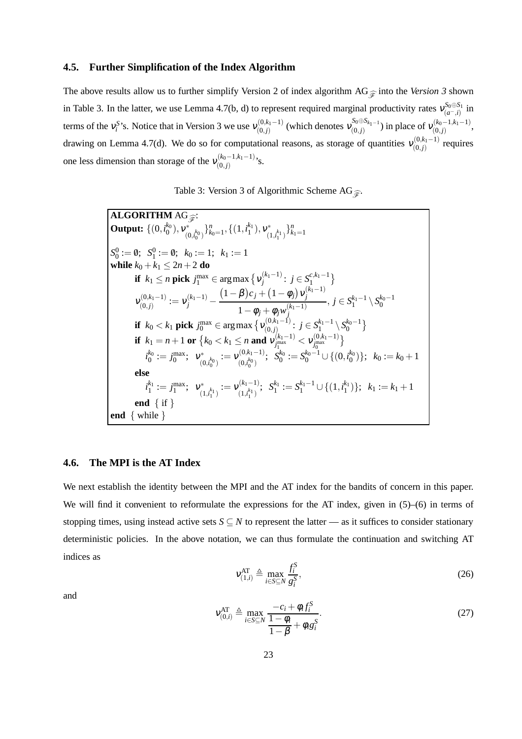## 4.5. Further Simplification of the Index Algorithm

The above results allow us to further simplify Version 2 of index algorithm $\mathrm{AG}_{\widehat{\mathscr{F}}}$ into the *Version 3* shown in Table 3. In the latter, we use Lemma 4.7(b, d) to represent required marginal productivity rates $\nu_{(a^-,i)}^{S_0 \oplus S_1}$ in terms of the $\nu_i^S$'s. Notice that in Version 3 we use $\nu_{(0,j)}^{(0,k_1-1)}$ (which denotes $\nu_{(0,j)}^{S_0 \oplus S_{k_1-1}}$) in place of $\nu_{(0,j)}^{(k_0-1,k_1-1)}$, drawing on Lemma 4.7(d). We do so for computational reasons, as storage of quantities $\nu_{(0,j)}^{(0,k_1-1)}$ requires one less dimension than storage of the $\nu_{(0,j)}^{(k_0-1,k_1-1)}$'s.

Table 3: Version 3 of Algorithmic Scheme $\mathrm{AG}_{\widehat{\mathscr{F}}}$.

**ALGORITHM** $\mathrm{AG}_{\widehat{\mathscr{F}}}$:
**Output:** $\{(0,i_0^{k_0}), \nu^*_{(0,i_0^{k_0})}\}_{k_0=1}^n, \{(1,i_1^{k_1}), \nu^*_{(1,i_1^{k_1})}\}_{k_1=1}^n$

$S_0^0 := \emptyset$; $S_1^0 := \emptyset$; $k_0 := 1$; $k_1 := 1$
**while** $k_0 + k_1 \le 2n+2$ **do**
  **if** $k_1 \le n$ **pick** $j_1^{\max} \in \arg\max\{\nu_j^{(k_1-1)} : j \in S_1^{c,k_1-1}\}$
  $\nu_{(0,j)}^{(0,k_1-1)} := \nu_j^{(k_1-1)} - \dfrac{(1-\beta)c_j + (1-\phi_j)\,\nu_j^{(k_1-1)}}{1-\phi_j+\phi_j w_j^{(k_1-1)}}, \; j \in S_1^{k_1-1} \setminus S_0^{k_0-1}$
  **if** $k_0 < k_1$ **pick** $j_0^{\max} \in \arg\max\{\nu_{(0,j)}^{(0,k_1-1)} : j \in S_1^{k_1-1} \setminus S_0^{k_0-1}\}$
  **if** $k_1 = n+1$ **or** $\{k_0 < k_1 \le n$ **and** $\nu_{j_1^{\max}}^{(k_1-1)} < \nu_{j_0^{\max}}^{(0,k_1-1)}\}$
    $i_0^{k_0} := j_0^{\max}$; $\nu^*_{(0,i_0^{k_0})} := \nu_{(0,i_0^{k_0})}^{(0,k_1-1)}$; $S_0^{k_0} := S_0^{k_0-1} \cup \{(0,i_0^{k_0})\}$; $k_0 := k_0+1$
  **else**
    $i_1^{k_1} := j_1^{\max}$; $\nu^*_{(1,i_1^{k_1})} := \nu_{(1,i_1^{k_1})}^{(k_1-1)}$; $S_1^{k_1} := S_1^{k_1-1} \cup \{(1,i_1^{k_1})\}$; $k_1 := k_1+1$
  **end** { if }
**end** { while }

## 4.6. The MPI is the AT Index

We next establish the identity between the MPI and the AT index for the bandits of concern in this paper. We will find it convenient to reformulate the expressions for the AT index, given in (5)–(6) in terms of stopping times, using instead active sets $S \subseteq N$ to represent the latter — as it suffices to consider stationary deterministic policies. In the above notation, we can thus formulate the continuation and switching AT indices as

$$\nu_{(1,i)}^{\mathrm{AT}} \triangleq \max_{i \in S \subseteq N} \frac{f_i^S}{g_i^S}, \tag{26}$$

and

$$\nu_{(0,i)}^{\mathrm{AT}} \triangleq \max_{i \in S \subseteq N} \frac{-c_i + \phi_i f_i^S}{\dfrac{1-\phi_i}{1-\beta} + \phi_i g_i^S}. \tag{27}$$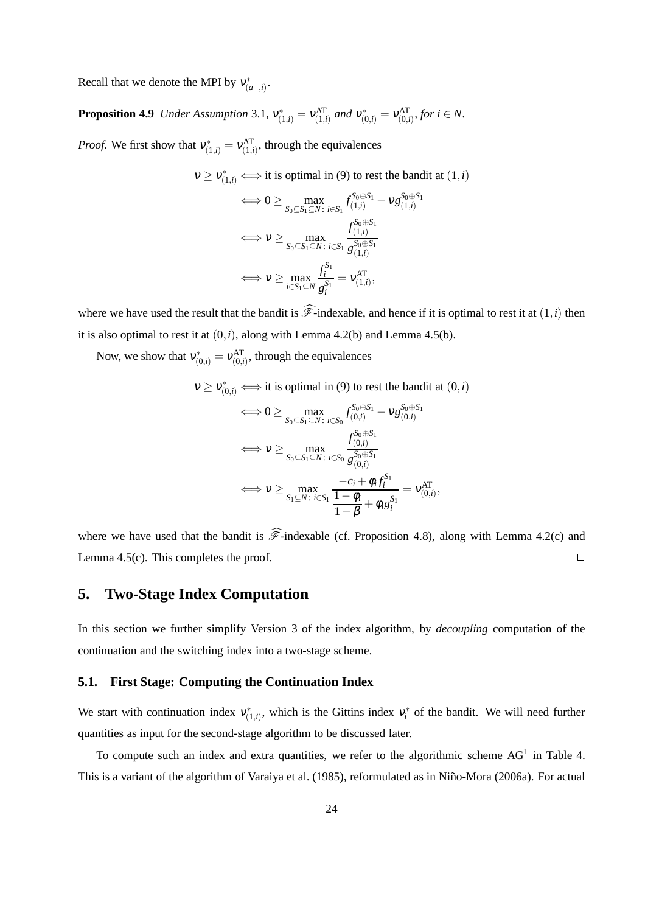Recall that we denote the MPI by $\nu^*_{(a^-,i)}$.

**Proposition 4.9** *Under Assumption* 3.1*,* $\nu^*_{(1,i)} = \nu^{\mathrm{AT}}_{(1,i)}$ *and* $\nu^*_{(0,i)} = \nu^{\mathrm{AT}}_{(0,i)}$*, for* $i \in N$*.*

*Proof.* We first show that $\nu^*_{(1,i)} = \nu^{\mathrm{AT}}_{(1,i)}$, through the equivalences

$$
\begin{aligned}
\nu \geq \nu^*_{(1,i)} &\iff \text{it is optimal in (9) to rest the bandit at } (1,i) \\
&\iff 0 \geq \max_{S_0 \subseteq S_1 \subseteq N \colon i \in S_1} f^{S_0 \oplus S_1}_{(1,i)} - \nu g^{S_0 \oplus S_1}_{(1,i)} \\
&\iff \nu \geq \max_{S_0 \subseteq S_1 \subseteq N \colon i \in S_1} \frac{f^{S_0 \oplus S_1}_{(1,i)}}{g^{S_0 \oplus S_1}_{(1,i)}} \\
&\iff \nu \geq \max_{i \in S_1 \subseteq N} \frac{f^{S_1}_i}{g^{S_1}_i} = \nu^{\mathrm{AT}}_{(1,i)},
\end{aligned}
$$

where we have used the result that the bandit is $\widehat{\mathscr{F}}$-indexable, and hence if it is optimal to rest it at $(1,i)$ then it is also optimal to rest it at $(0,i)$, along with Lemma 4.2(b) and Lemma 4.5(b).

Now, we show that $\nu^*_{(0,i)} = \nu^{\mathrm{AT}}_{(0,i)}$, through the equivalences

$$
\begin{aligned}
\nu \geq \nu^*_{(0,i)} &\iff \text{it is optimal in (9) to rest the bandit at } (0,i) \\
&\iff 0 \geq \max_{S_0 \subseteq S_1 \subseteq N \colon i \in S_0} f^{S_0 \oplus S_1}_{(0,i)} - \nu g^{S_0 \oplus S_1}_{(0,i)} \\
&\iff \nu \geq \max_{S_0 \subseteq S_1 \subseteq N \colon i \in S_0} \frac{f^{S_0 \oplus S_1}_{(0,i)}}{g^{S_0 \oplus S_1}_{(0,i)}} \\
&\iff \nu \geq \max_{S_1 \subseteq N \colon i \in S_1} \frac{-c_i + \phi_i f^{S_1}_i}{\dfrac{1-\phi_i}{1-\beta} + \phi_i g^{S_1}_i} = \nu^{\mathrm{AT}}_{(0,i)},
\end{aligned}
$$

where we have used that the bandit is $\widehat{\mathscr{F}}$-indexable (cf. Proposition 4.8), along with Lemma 4.2(c) and Lemma 4.5(c). This completes the proof. □

# 5. Two-Stage Index Computation

In this section we further simplify Version 3 of the index algorithm, by *decoupling* computation of the continuation and the switching index into a two-stage scheme.

## 5.1. First Stage: Computing the Continuation Index

We start with continuation index $\nu^*_{(1,i)}$, which is the Gittins index $\nu^*_i$ of the bandit. We will need further quantities as input for the second-stage algorithm to be discussed later.

To compute such an index and extra quantities, we refer to the algorithmic scheme $\mathrm{AG}^1$ in Table 4. This is a variant of the algorithm of Varaiya et al. (1985), reformulated as in Niño-Mora (2006a). For actual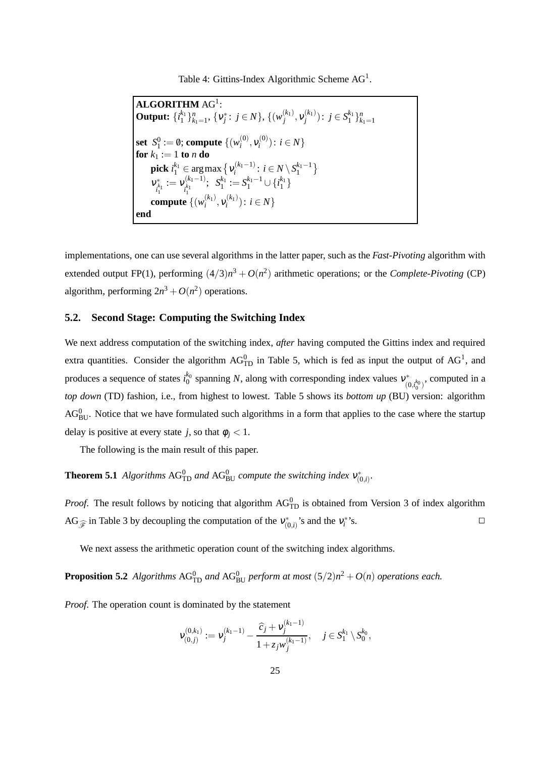Table 4: Gittins-Index Algorithmic Scheme $\mathrm{AG}^1$.

```
ALGORITHM AG^1:
Output: {i_1^{k_1}}_{k_1=1}^n, {ν_j^*: j ∈ N}, {(w_j^{(k_1)}, ν_j^{(k_1)}): j ∈ S_1^{k_1}}_{k_1=1}^n

set S_1^0 := ∅; compute {(w_i^{(0)}, ν_i^{(0)}): i ∈ N}
for k_1 := 1 to n do
    pick i_1^{k_1} ∈ arg max { ν_i^{(k_1−1)}: i ∈ N \ S_1^{k_1−1} }
    ν_{i_1^{k_1}}^* := ν_{i_1^{k_1}}^{(k_1−1)};  S_1^{k_1} := S_1^{k_1−1} ∪ {i_1^{k_1}}
    compute {(w_i^{(k_1)}, ν_i^{(k_1)}): i ∈ N}
end
```

implementations, one can use several algorithms in the latter paper, such as the *Fast-Pivoting* algorithm with extended output FP(1), performing $(4/3)n^3 + O(n^2)$ arithmetic operations; or the *Complete-Pivoting* (CP) algorithm, performing $2n^3 + O(n^2)$ operations.

## 5.2. Second Stage: Computing the Switching Index

We next address computation of the switching index, *after* having computed the Gittins index and required extra quantities. Consider the algorithm $\mathrm{AG}^0_{\mathrm{TD}}$ in Table 5, which is fed as input the output of $\mathrm{AG}^1$, and produces a sequence of states $i_0^{k_0}$ spanning $N$, along with corresponding index values $\nu^*_{(0,i_0^{k_0})}$, computed in a *top down* (TD) fashion, i.e., from highest to lowest. Table 5 shows its *bottom up* (BU) version: algorithm $\mathrm{AG}^0_{\mathrm{BU}}$. Notice that we have formulated such algorithms in a form that applies to the case where the startup delay is positive at every state $j$, so that $\phi_j < 1$.

The following is the main result of this paper.

**Theorem 5.1** *Algorithms* $\mathrm{AG}^0_{\mathrm{TD}}$ *and* $\mathrm{AG}^0_{\mathrm{BU}}$ *compute the switching index* $\nu^*_{(0,i)}$.

*Proof.* The result follows by noticing that algorithm $\mathrm{AG}^0_{\mathrm{TD}}$ is obtained from Version 3 of index algorithm $\mathrm{AG}_{\widehat{\mathscr{F}}}$ in Table 3 by decoupling the computation of the $\nu^*_{(0,i)}$'s and the $\nu^*_i$'s. □

We next assess the arithmetic operation count of the switching index algorithms.

**Proposition 5.2** *Algorithms* $\mathrm{AG}^0_{\mathrm{TD}}$ *and* $\mathrm{AG}^0_{\mathrm{BU}}$ *perform at most* $(5/2)n^2 + O(n)$ *operations each.*

*Proof.* The operation count is dominated by the statement

$$\nu^{(0,k_1)}_{(0,j)} := \nu^{(k_1-1)}_j - \frac{\widehat{c}_j + \nu^{(k_1-1)}_j}{1 + z_j w^{(k_1-1)}_j}, \quad j \in S_1^{k_1} \setminus S_0^{k_0},$$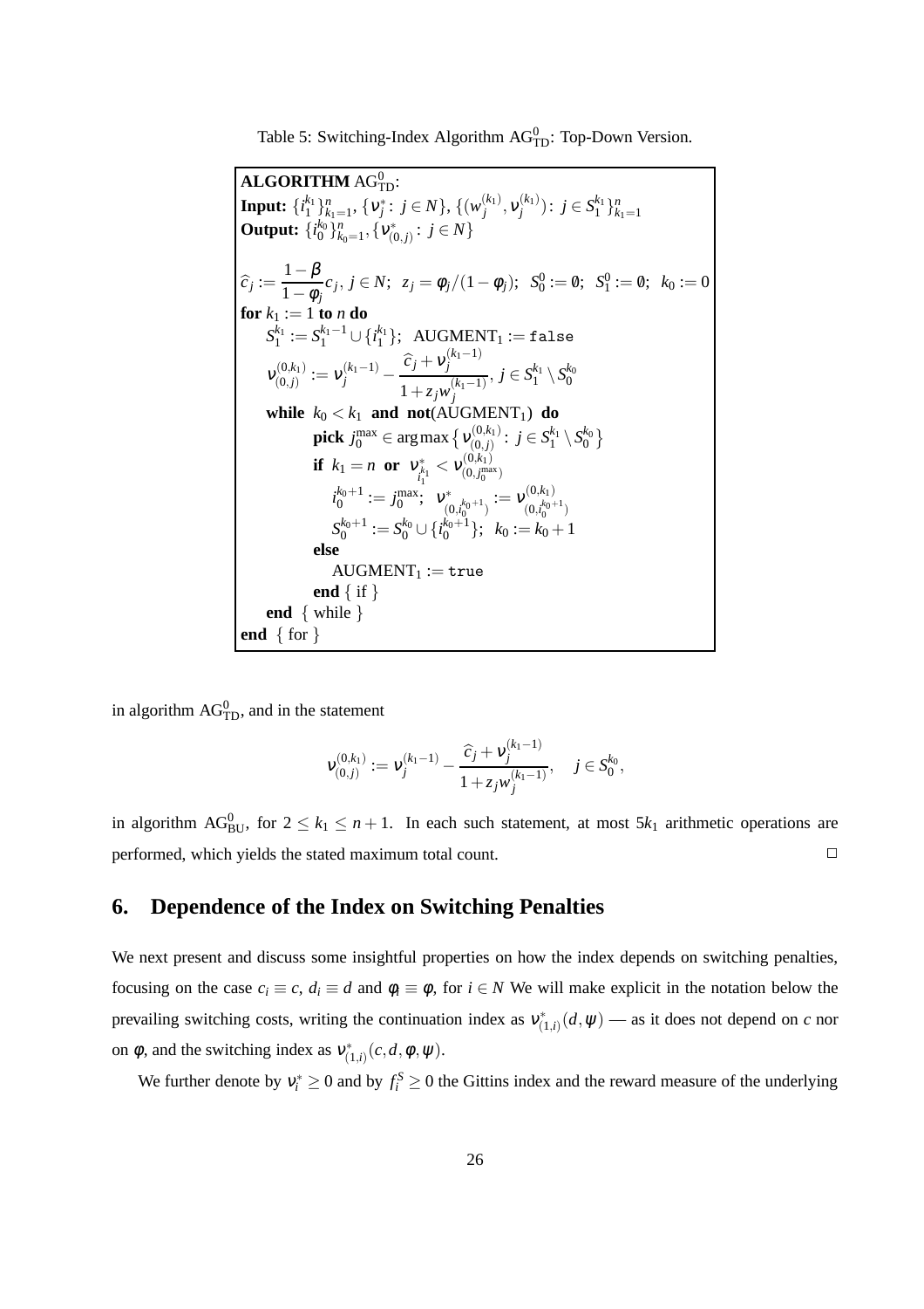Table 5: Switching-Index Algorithm $\mathrm{AG}^0_{\mathrm{TD}}$: Top-Down Version.

```
ALGORITHM AG^0_TD:
Input: {i_1^{k_1}}_{k_1=1}^n, {ν_j^*: j ∈ N}, {(w_j^{(k_1)}, ν_j^{(k_1)}): j ∈ S_1^{k_1}}_{k_1=1}^n
Output: {i_0^{k_0}}_{k_0=1}^n, {ν_{(0,j)}^*: j ∈ N}

ĉ_j := (1 − β)/(1 − φ_j) c_j, j ∈ N;  z_j = φ_j/(1 − φ_j);  S_0^0 := ∅;  S_1^0 := ∅;  k_0 := 0
for k_1 := 1 to n do
    S_1^{k_1} := S_1^{k_1−1} ∪ {i_1^{k_1}};  AUGMENT_1 := false
    ν_{(0,j)}^{(0,k_1)} := ν_j^{(k_1−1)} − (ĉ_j + ν_j^{(k_1−1)})/(1 + z_j w_j^{(k_1−1)}), j ∈ S_1^{k_1} \ S_0^{k_0}
    while k_0 < k_1 and not(AUGMENT_1) do
        pick j_0^max ∈ argmax{ ν_{(0,j)}^{(0,k_1)}: j ∈ S_1^{k_1} \ S_0^{k_0} }
        if k_1 = n or ν_{i_1^{k_1}}^* < ν_{(0,j_0^max)}^{(0,k_1)}
            i_0^{k_0+1} := j_0^max;  ν_{(0,i_0^{k_0+1})}^* := ν_{(0,i_0^{k_0+1})}^{(0,k_1)}
            S_0^{k_0+1} := S_0^{k_0} ∪ {i_0^{k_0+1}};  k_0 := k_0 + 1
        else
            AUGMENT_1 := true
        end { if }
    end { while }
end { for }
```

in algorithm $\mathrm{AG}^0_{\mathrm{TD}}$, and in the statement

$$\nu^{(0,k_1)}_{(0,j)} := \nu^{(k_1-1)}_j - \frac{\widehat{c}_j + \nu^{(k_1-1)}_j}{1 + z_j w^{(k_1-1)}_j}, \quad j \in S_0^{k_0},$$

in algorithm $\mathrm{AG}^0_{\mathrm{BU}}$, for $2 \leq k_1 \leq n+1$. In each such statement, at most $5k_1$ arithmetic operations are performed, which yields the stated maximum total count. □

## 6. Dependence of the Index on Switching Penalties

We next present and discuss some insightful properties on how the index depends on switching penalties, focusing on the case $c_i \equiv c$, $d_i \equiv d$ and $\phi_i \equiv \phi$, for $i \in N$ We will make explicit in the notation below the prevailing switching costs, writing the continuation index as $\nu^*_{(1,i)}(d, \psi)$ — as it does not depend on $c$ nor on $\phi$, and the switching index as $\nu^*_{(1,i)}(c, d, \phi, \psi)$.

We further denote by $\nu^*_i \geq 0$ and by $f^S_i \geq 0$ the Gittins index and the reward measure of the underlying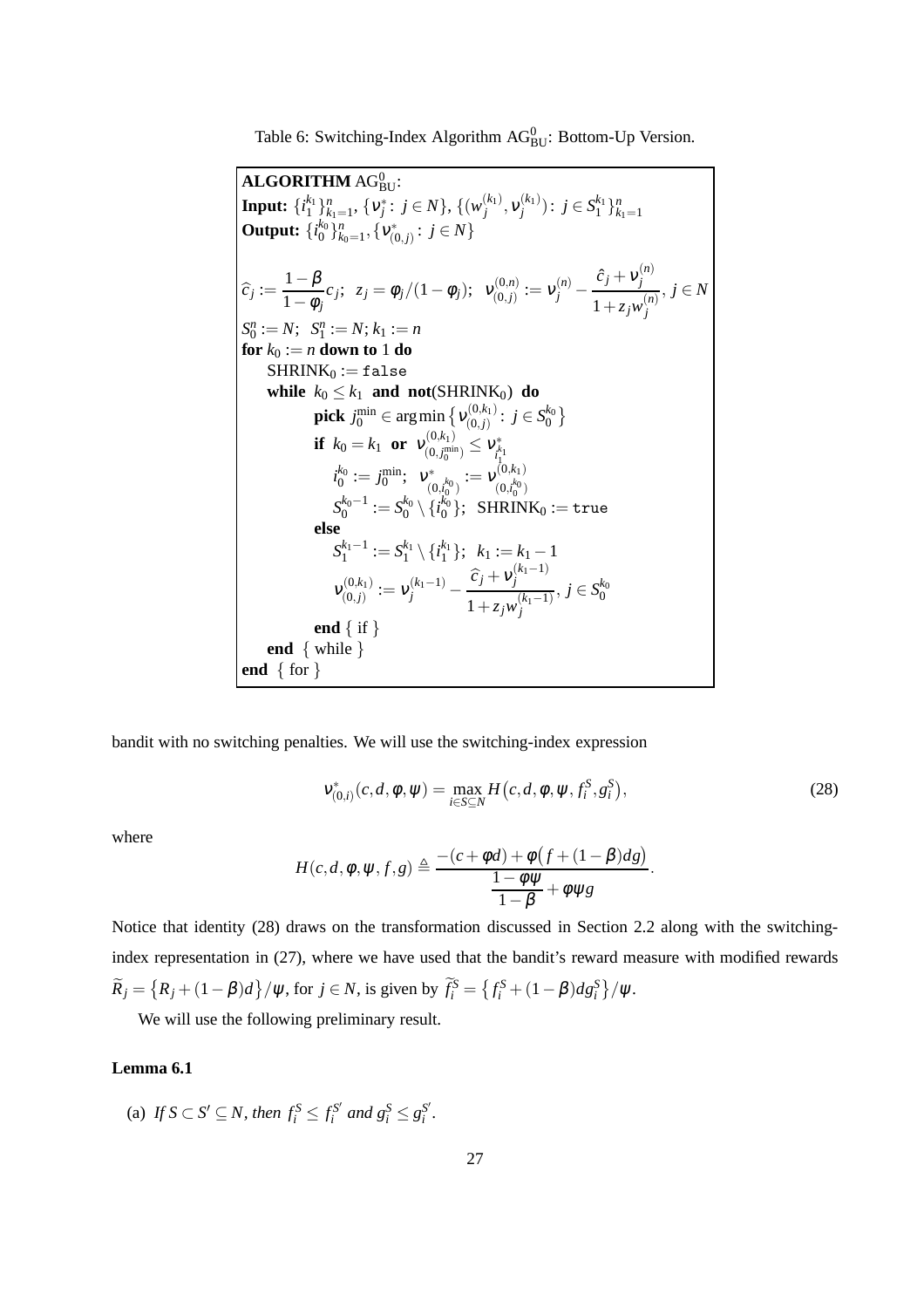Table 6: Switching-Index Algorithm $\mathrm{AG}^0_{\mathrm{BU}}$: Bottom-Up Version.

```
ALGORITHM AG^0_BU:
Input: {i_1^{k_1}}_{k_1=1}^n, {ν_j^*: j ∈ N}, {(w_j^{(k_1)}, ν_j^{(k_1)}): j ∈ S_1^{k_1}}_{k_1=1}^n
Output: {i_0^{k_0}}_{k_0=1}^n, {ν_{(0,j)}^*: j ∈ N}

ĉ_j := (1−β)/(1−φ_j) c_j;  z_j = φ_j/(1−φ_j);  ν_{(0,j)}^{(0,n)} := ν_j^{(n)} − (ĉ_j + ν_j^{(n)}) / (1 + z_j w_j^{(n)}), j ∈ N
S_0^n := N;  S_1^n := N; k_1 := n
for k_0 := n down to 1 do
    SHRINK_0 := false
    while k_0 ≤ k_1 and not(SHRINK_0) do
        pick j_0^min ∈ argmin { ν_{(0,j)}^{(0,k_1)} : j ∈ S_0^{k_0} }
        if k_0 = k_1 or ν_{(0,j_0^min)}^{(0,k_1)} ≤ ν_{i_1^{k_1}}^*
            i_0^{k_0} := j_0^min;  ν_{(0,i_0^{k_0})}^* := ν_{(0,i_0^{k_0})}^{(0,k_1)}
            S_0^{k_0−1} := S_0^{k_0} \ {i_0^{k_0}};  SHRINK_0 := true
        else
            S_1^{k_1−1} := S_1^{k_1} \ {i_1^{k_1}};  k_1 := k_1 − 1
            ν_{(0,j)}^{(0,k_1)} := ν_j^{(k_1−1)} − (ĉ_j + ν_j^{(k_1−1)}) / (1 + z_j w_j^{(k_1−1)}), j ∈ S_0^{k_0}
        end { if }
    end { while }
end { for }
```

bandit with no switching penalties. We will use the switching-index expression

$$\nu^*_{(0,i)}(c,d,\phi,\psi) = \max_{i \in S \subseteq N} H\big(c,d,\phi,\psi,f_i^S,g_i^S\big), \tag{28}$$

where

$$H(c,d,\phi,\psi,f,g) \triangleq \frac{-(c+\phi d) + \phi\big(f + (1-\beta)dg\big)}{\dfrac{1-\phi\psi}{1-\beta} + \phi\psi g}.$$

Notice that identity (28) draws on the transformation discussed in Section 2.2 along with the switching-index representation in (27), where we have used that the bandit's reward measure with modified rewards $\widetilde{R}_j = \big\{R_j + (1-\beta)d\big\}/\psi$, for $j \in N$, is given by $\widetilde{f}_i^S = \big\{f_i^S + (1-\beta)dg_i^S\big\}/\psi$.

We will use the following preliminary result.

**Lemma 6.1**

(a) *If* $S \subset S' \subseteq N$, *then* $f_i^S \leq f_i^{S'}$ *and* $g_i^S \leq g_i^{S'}$.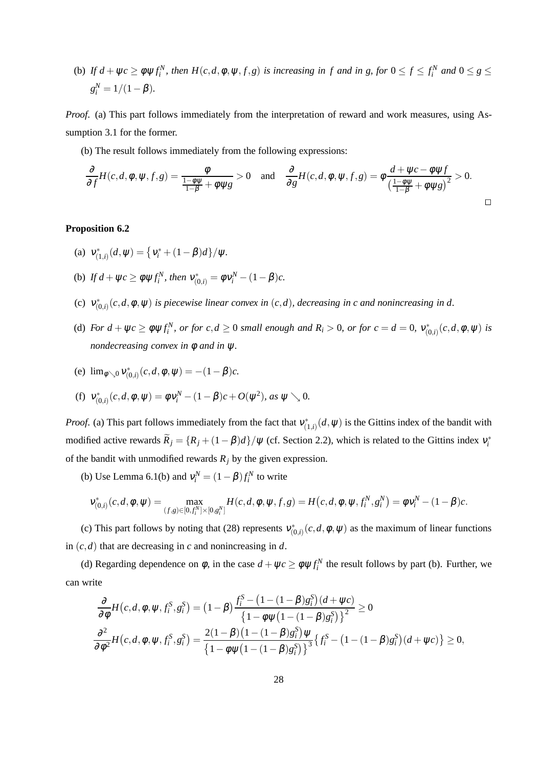(b) *If $d + \psi c \geq \phi\psi f_i^N$, then $H(c,d,\phi,\psi,f,g)$ is increasing in $f$ and in $g$, for $0 \leq f \leq f_i^N$ and $0 \leq g \leq g_i^N = 1/(1-\beta)$.*

*Proof.* (a) This part follows immediately from the interpretation of reward and work measures, using Assumption 3.1 for the former.

(b) The result follows immediately from the following expressions:

$$\frac{\partial}{\partial f} H(c,d,\phi,\psi,f,g) = \frac{\phi}{\frac{1-\phi\psi}{1-\beta} + \phi\psi g} > 0 \quad \text{and} \quad \frac{\partial}{\partial g} H(c,d,\phi,\psi,f,g) = \phi \frac{d + \psi c - \phi\psi f}{\left(\frac{1-\phi\psi}{1-\beta} + \phi\psi g\right)^2} > 0.$$

□

**Proposition 6.2**

(a) $\nu^*_{(1,i)}(d,\psi) = \left\{\nu_i^* + (1-\beta)d\right\}/\psi$.

(b) *If $d + \psi c \geq \phi\psi f_i^N$, then $\nu^*_{(0,i)} = \phi\nu_i^N - (1-\beta)c$.*

(c) *$\nu^*_{(0,i)}(c,d,\phi,\psi)$ is piecewise linear convex in $(c,d)$, decreasing in $c$ and nonincreasing in $d$.*

(d) *For $d + \psi c \geq \phi\psi f_i^N$, or for $c, d \geq 0$ small enough and $R_i > 0$, or for $c = d = 0$, $\nu^*_{(0,i)}(c,d,\phi,\psi)$ is nondecreasing convex in $\phi$ and in $\psi$.*

(e) $\lim_{\phi \searrow 0} \nu^*_{(0,i)}(c,d,\phi,\psi) = -(1-\beta)c$.

(f) *$\nu^*_{(0,i)}(c,d,\phi,\psi) = \phi\nu_i^N - (1-\beta)c + O(\psi^2)$, as $\psi \searrow 0$.*

*Proof.* (a) This part follows immediately from the fact that $\nu^*_{(1,i)}(d,\psi)$ is the Gittins index of the bandit with modified active rewards $\widetilde{R}_j = \{R_j + (1-\beta)d\}/\psi$ (cf. Section 2.2), which is related to the Gittins index $\nu_i^*$ of the bandit with unmodified rewards $R_j$ by the given expression.

(b) Use Lemma 6.1(b) and $\nu_i^N = (1-\beta)f_i^N$ to write

$$\nu^*_{(0,i)}(c,d,\phi,\psi) = \max_{(f,g)\in[0,f_i^N]\times[0,g_i^N]} H(c,d,\phi,\psi,f,g) = H\left(c,d,\phi,\psi,f_i^N,g_i^N\right) = \phi\nu_i^N - (1-\beta)c.$$

(c) This part follows by noting that (28) represents $\nu^*_{(0,i)}(c,d,\phi,\psi)$ as the maximum of linear functions in $(c,d)$ that are decreasing in $c$ and nonincreasing in $d$.

(d) Regarding dependence on $\phi$, in the case $d + \psi c \geq \phi\psi f_i^N$ the result follows by part (b). Further, we can write

$$\frac{\partial}{\partial\phi} H\left(c,d,\phi,\psi,f_i^S,g_i^S\right) = (1-\beta)\frac{f_i^S - \left(1-(1-\beta)g_i^S\right)(d+\psi c)}{\left\{1-\phi\psi\left(1-(1-\beta)g_i^S\right)\right\}^2} \geq 0$$
$$\frac{\partial^2}{\partial\phi^2} H\left(c,d,\phi,\psi,f_i^S,g_i^S\right) = \frac{2(1-\beta)\left(1-(1-\beta)g_i^S\right)\psi}{\left\{1-\phi\psi\left(1-(1-\beta)g_i^S\right)\right\}^3}\left\{f_i^S - \left(1-(1-\beta)g_i^S\right)(d+\psi c)\right\} \geq 0,$$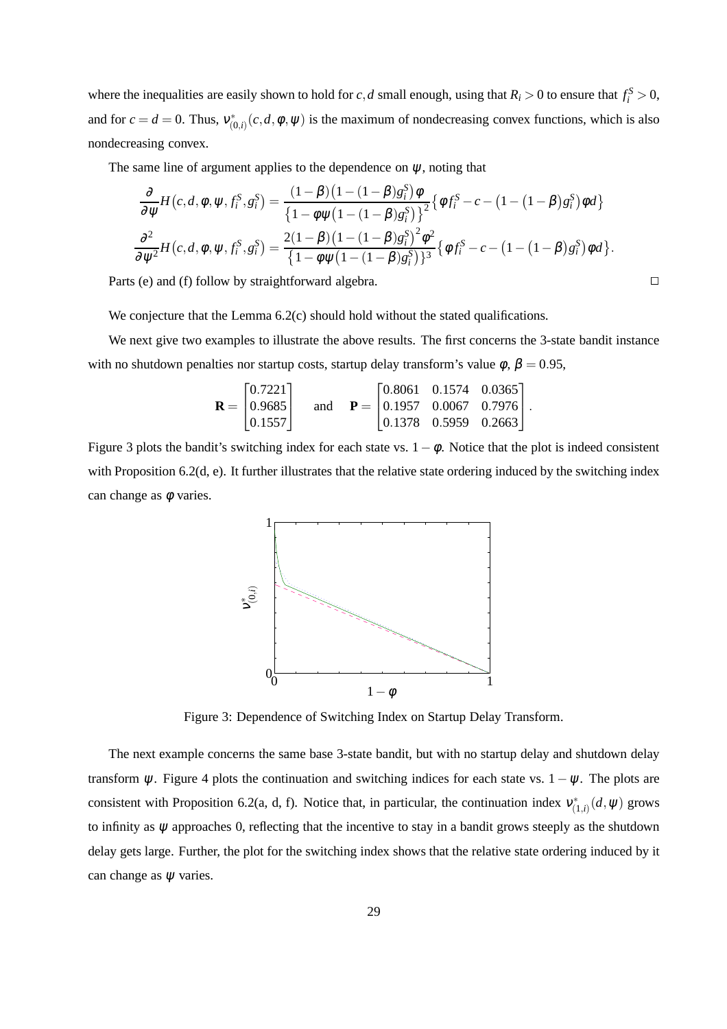where the inequalities are easily shown to hold for $c, d$ small enough, using that $R_i > 0$ to ensure that $f_i^S > 0$, and for $c = d = 0$. Thus, $\nu^*_{(0,i)}(c, d, \varphi, \psi)$ is the maximum of nondecreasing convex functions, which is also nondecreasing convex.

The same line of argument applies to the dependence on $\psi$, noting that

$$\frac{\partial}{\partial \psi} H(c, d, \varphi, \psi, f_i^S, g_i^S) = \frac{(1-\beta)\big(1-(1-\beta)g_i^S\big)\varphi}{\big\{1-\varphi\psi\big(1-(1-\beta)g_i^S\big)\big\}^2}\big\{\varphi f_i^S - c - \big(1-\big(1-\beta\big)g_i^S\big)\varphi d\big\}$$

$$\frac{\partial^2}{\partial \psi^2} H(c, d, \varphi, \psi, f_i^S, g_i^S) = \frac{2(1-\beta)\big(1-(1-\beta)g_i^S\big)^2\varphi^2}{\big\{1-\varphi\psi\big(1-(1-\beta)g_i^S\big)\big\}^3}\big\{\varphi f_i^S - c - \big(1-\big(1-\beta\big)g_i^S\big)\varphi d\big\}.$$

Parts (e) and (f) follow by straightforward algebra. □

We conjecture that the Lemma 6.2(c) should hold without the stated qualifications.

We next give two examples to illustrate the above results. The first concerns the 3-state bandit instance with no shutdown penalties nor startup costs, startup delay transform's value $\varphi$, $\beta = 0.95$,

$$\mathbf{R} = \begin{bmatrix} 0.7221 \\ 0.9685 \\ 0.1557 \end{bmatrix} \quad \text{and} \quad \mathbf{P} = \begin{bmatrix} 0.8061 & 0.1574 & 0.0365 \\ 0.1957 & 0.0067 & 0.7976 \\ 0.1378 & 0.5959 & 0.2663 \end{bmatrix}.$$

Figure 3 plots the bandit's switching index for each state vs. $1-\varphi$. Notice that the plot is indeed consistent with Proposition 6.2(d, e). It further illustrates that the relative state ordering induced by the switching index can change as $\varphi$ varies.

Figure 3: Dependence of Switching Index on Startup Delay Transform.

The next example concerns the same base 3-state bandit, but with no startup delay and shutdown delay transform $\psi$. Figure 4 plots the continuation and switching indices for each state vs. $1-\psi$. The plots are consistent with Proposition 6.2(a, d, f). Notice that, in particular, the continuation index $\nu^*_{(1,i)}(d, \psi)$ grows to infinity as $\psi$ approaches 0, reflecting that the incentive to stay in a bandit grows steeply as the shutdown delay gets large. Further, the plot for the switching index shows that the relative state ordering induced by it can change as $\psi$ varies.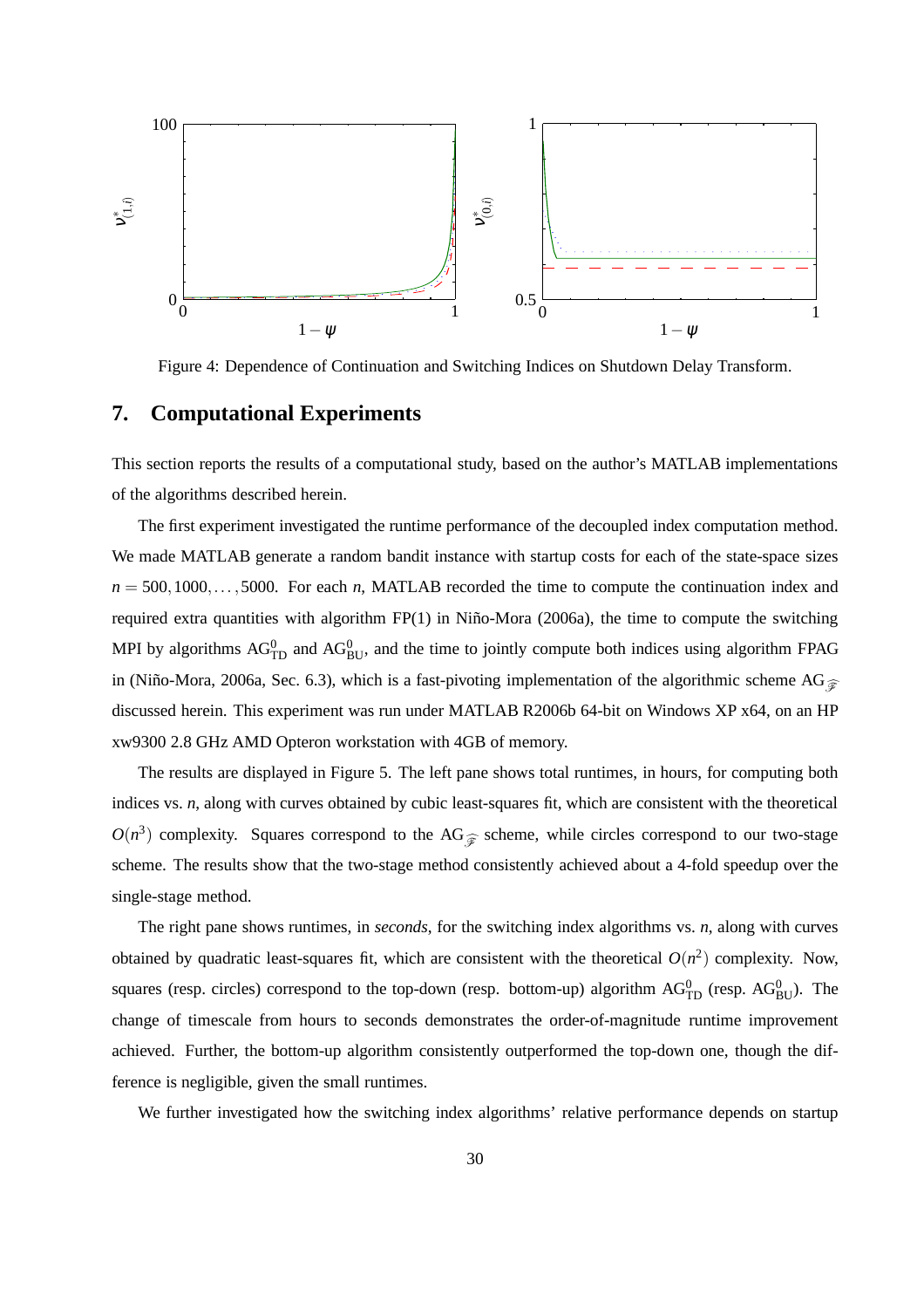Figure 4: Dependence of Continuation and Switching Indices on Shutdown Delay Transform.

## 7. Computational Experiments

This section reports the results of a computational study, based on the author's MATLAB implementations of the algorithms described herein.

The first experiment investigated the runtime performance of the decoupled index computation method. We made MATLAB generate a random bandit instance with startup costs for each of the state-space sizes $n = 500, 1000, \ldots, 5000$. For each $n$, MATLAB recorded the time to compute the continuation index and required extra quantities with algorithm FP(1) in Niño-Mora (2006a), the time to compute the switching MPI by algorithms $\mathrm{AG}^0_{\mathrm{TD}}$ and $\mathrm{AG}^0_{\mathrm{BU}}$, and the time to jointly compute both indices using algorithm FPAG in (Niño-Mora, 2006a, Sec. 6.3), which is a fast-pivoting implementation of the algorithmic scheme $\mathrm{AG}_{\widehat{\mathscr{F}}}$ discussed herein. This experiment was run under MATLAB R2006b 64-bit on Windows XP x64, on an HP xw9300 2.8 GHz AMD Opteron workstation with 4GB of memory.

The results are displayed in Figure 5. The left pane shows total runtimes, in hours, for computing both indices vs. $n$, along with curves obtained by cubic least-squares fit, which are consistent with the theoretical $O(n^3)$ complexity. Squares correspond to the $\mathrm{AG}_{\widehat{\mathscr{F}}}$ scheme, while circles correspond to our two-stage scheme. The results show that the two-stage method consistently achieved about a 4-fold speedup over the single-stage method.

The right pane shows runtimes, in *seconds*, for the switching index algorithms vs. $n$, along with curves obtained by quadratic least-squares fit, which are consistent with the theoretical $O(n^2)$ complexity. Now, squares (resp. circles) correspond to the top-down (resp. bottom-up) algorithm $\mathrm{AG}^0_{\mathrm{TD}}$ (resp. $\mathrm{AG}^0_{\mathrm{BU}}$). The change of timescale from hours to seconds demonstrates the order-of-magnitude runtime improvement achieved. Further, the bottom-up algorithm consistently outperformed the top-down one, though the difference is negligible, given the small runtimes.

We further investigated how the switching index algorithms' relative performance depends on startup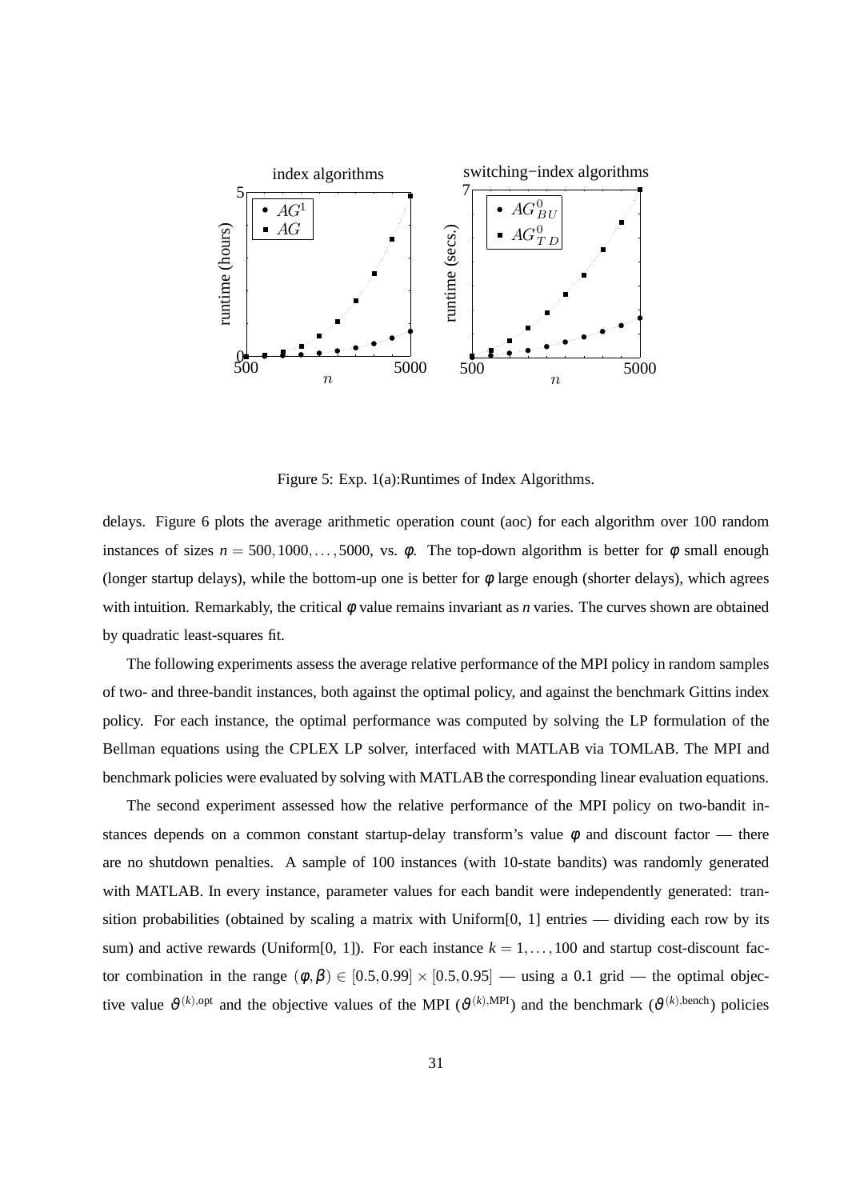Figure 5: Exp. 1(a):Runtimes of Index Algorithms.

delays. Figure 6 plots the average arithmetic operation count (aoc) for each algorithm over 100 random instances of sizes $n = 500, 1000, \ldots, 5000$, vs. $\phi$. The top-down algorithm is better for $\phi$ small enough (longer startup delays), while the bottom-up one is better for $\phi$ large enough (shorter delays), which agrees with intuition. Remarkably, the critical $\phi$ value remains invariant as $n$ varies. The curves shown are obtained by quadratic least-squares fit.

The following experiments assess the average relative performance of the MPI policy in random samples of two- and three-bandit instances, both against the optimal policy, and against the benchmark Gittins index policy. For each instance, the optimal performance was computed by solving the LP formulation of the Bellman equations using the CPLEX LP solver, interfaced with MATLAB via TOMLAB. The MPI and benchmark policies were evaluated by solving with MATLAB the corresponding linear evaluation equations.

The second experiment assessed how the relative performance of the MPI policy on two-bandit instances depends on a common constant startup-delay transform's value $\phi$ and discount factor — there are no shutdown penalties. A sample of 100 instances (with 10-state bandits) was randomly generated with MATLAB. In every instance, parameter values for each bandit were independently generated: transition probabilities (obtained by scaling a matrix with Uniform[0, 1] entries — dividing each row by its sum) and active rewards (Uniform[0, 1]). For each instance $k = 1, \ldots, 100$ and startup cost-discount factor combination in the range $(\phi, \beta) \in [0.5, 0.99] \times [0.5, 0.95]$ — using a 0.1 grid — the optimal objective value $\vartheta^{(k),\text{opt}}$ and the objective values of the MPI ($\vartheta^{(k),\text{MPI}}$) and the benchmark ($\vartheta^{(k),\text{bench}}$) policies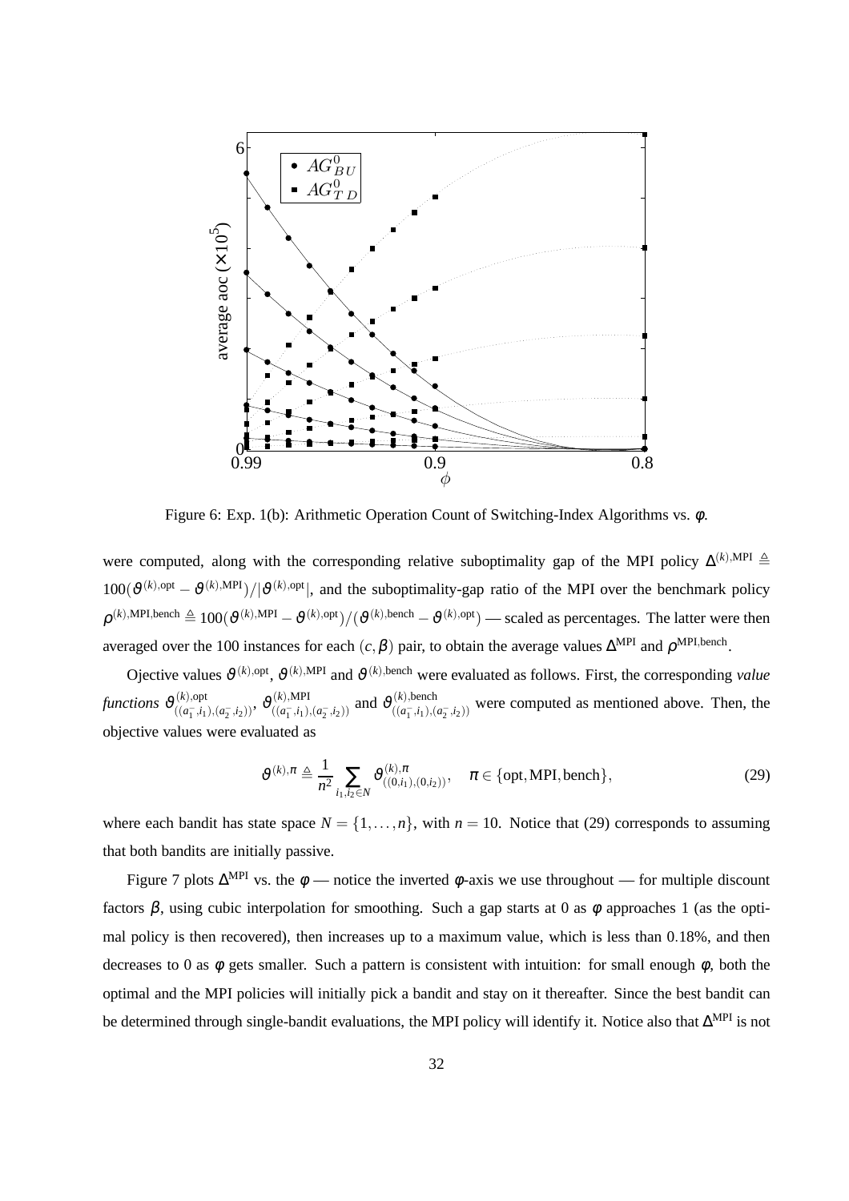Figure 6: Exp. 1(b): Arithmetic Operation Count of Switching-Index Algorithms vs. $\phi$.

were computed, along with the corresponding relative suboptimality gap of the MPI policy $\Delta^{(k),\mathrm{MPI}} \triangleq 100(\vartheta^{(k),\mathrm{opt}} - \vartheta^{(k),\mathrm{MPI}})/|\vartheta^{(k),\mathrm{opt}}|$, and the suboptimality-gap ratio of the MPI over the benchmark policy $\rho^{(k),\mathrm{MPI,bench}} \triangleq 100(\vartheta^{(k),\mathrm{MPI}} - \vartheta^{(k),\mathrm{opt}})/(\vartheta^{(k),\mathrm{bench}} - \vartheta^{(k),\mathrm{opt}})$ — scaled as percentages. The latter were then averaged over the 100 instances for each $(c, \beta)$ pair, to obtain the average values $\Delta^{\mathrm{MPI}}$ and $\rho^{\mathrm{MPI,bench}}$.

Ojective values $\vartheta^{(k),\mathrm{opt}}$, $\vartheta^{(k),\mathrm{MPI}}$ and $\vartheta^{(k),\mathrm{bench}}$ were evaluated as follows. First, the corresponding *value functions* $\vartheta^{(k),\mathrm{opt}}_{((a_1^-,i_1),(a_2^-,i_2))}$, $\vartheta^{(k),\mathrm{MPI}}_{((a_1^-,i_1),(a_2^-,i_2))}$ and $\vartheta^{(k),\mathrm{bench}}_{((a_1^-,i_1),(a_2^-,i_2))}$ were computed as mentioned above. Then, the objective values were evaluated as

$$\vartheta^{(k),\pi} \triangleq \frac{1}{n^2} \sum_{i_1,i_2 \in N} \vartheta^{(k),\pi}_{((0,i_1),(0,i_2))}, \quad \pi \in \{\mathrm{opt}, \mathrm{MPI}, \mathrm{bench}\}, \tag{29}$$

where each bandit has state space $N = \{1, \ldots, n\}$, with $n = 10$. Notice that (29) corresponds to assuming that both bandits are initially passive.

Figure 7 plots $\Delta^{\mathrm{MPI}}$ vs. the $\phi$ — notice the inverted $\phi$-axis we use throughout — for multiple discount factors $\beta$, using cubic interpolation for smoothing. Such a gap starts at 0 as $\phi$ approaches 1 (as the optimal policy is then recovered), then increases up to a maximum value, which is less than 0.18%, and then decreases to 0 as $\phi$ gets smaller. Such a pattern is consistent with intuition: for small enough $\phi$, both the optimal and the MPI policies will initially pick a bandit and stay on it thereafter. Since the best bandit can be determined through single-bandit evaluations, the MPI policy will identify it. Notice also that $\Delta^{\mathrm{MPI}}$ is not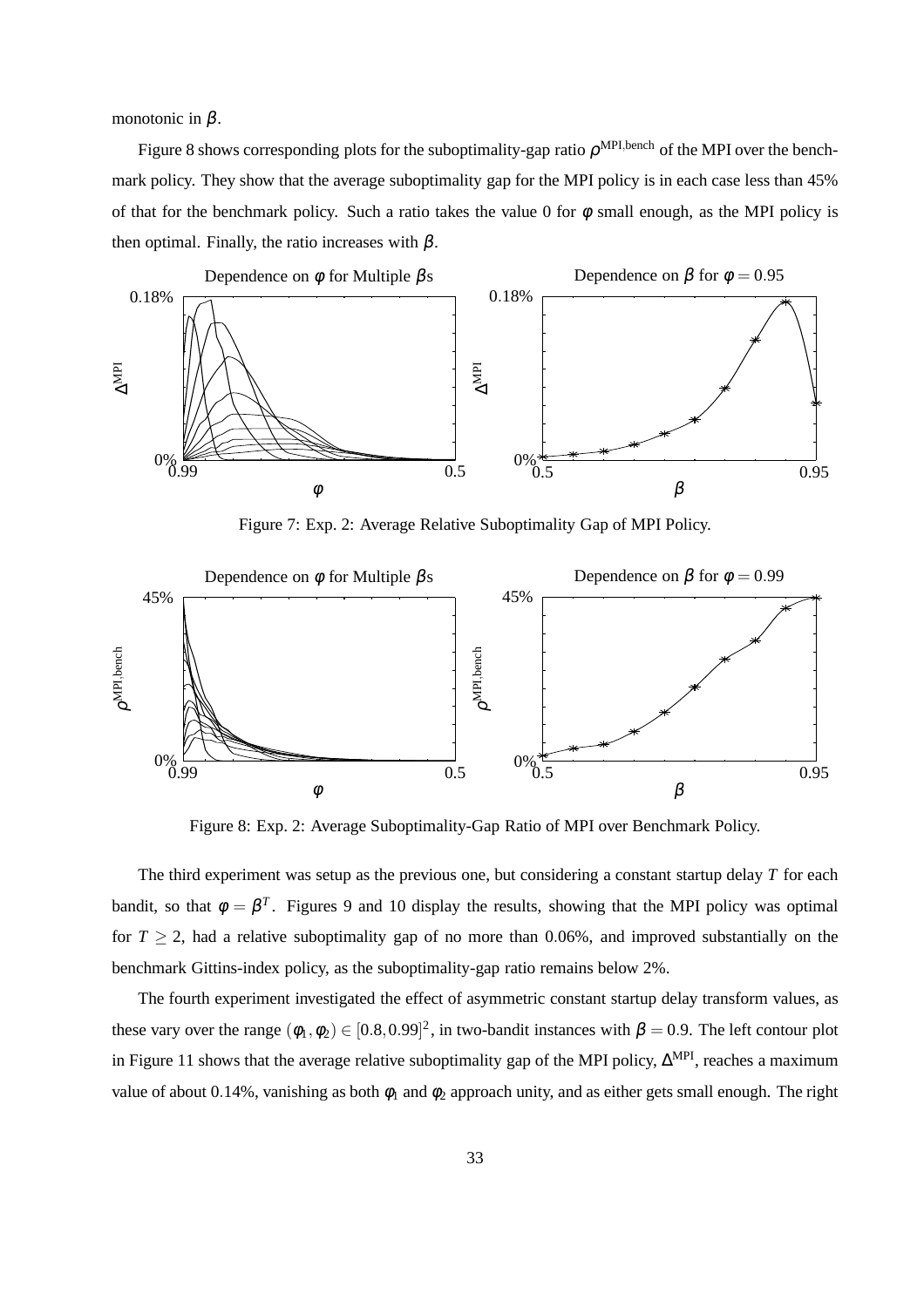monotonic in $\beta$.

Figure 8 shows corresponding plots for the suboptimality-gap ratio $\rho^{\text{MPI,bench}}$ of the MPI over the benchmark policy. They show that the average suboptimality gap for the MPI policy is in each case less than 45% of that for the benchmark policy. Such a ratio takes the value 0 for $\varphi$ small enough, as the MPI policy is then optimal. Finally, the ratio increases with $\beta$.

Figure 7: Exp. 2: Average Relative Suboptimality Gap of MPI Policy.

Figure 8: Exp. 2: Average Suboptimality-Gap Ratio of MPI over Benchmark Policy.

The third experiment was setup as the previous one, but considering a constant startup delay $T$ for each bandit, so that $\varphi = \beta^T$. Figures 9 and 10 display the results, showing that the MPI policy was optimal for $T \geq 2$, had a relative suboptimality gap of no more than 0.06%, and improved substantially on the benchmark Gittins-index policy, as the suboptimality-gap ratio remains below 2%.

The fourth experiment investigated the effect of asymmetric constant startup delay transform values, as these vary over the range $(\varphi_1, \varphi_2) \in [0.8, 0.99]^2$, in two-bandit instances with $\beta = 0.9$. The left contour plot in Figure 11 shows that the average relative suboptimality gap of the MPI policy, $\Delta^{\text{MPI}}$, reaches a maximum value of about 0.14%, vanishing as both $\varphi_1$ and $\varphi_2$ approach unity, and as either gets small enough. The right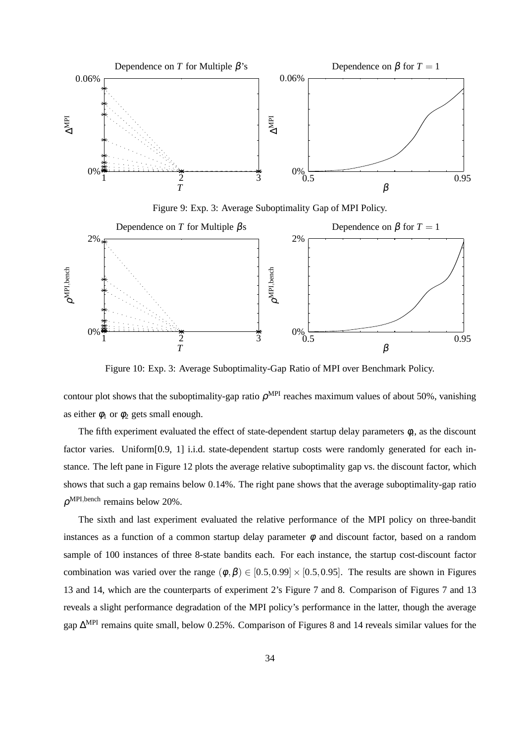Figure 9: Exp. 3: Average Suboptimality Gap of MPI Policy.

Figure 10: Exp. 3: Average Suboptimality-Gap Ratio of MPI over Benchmark Policy.

contour plot shows that the suboptimality-gap ratio $\rho^{\mathrm{MPI}}$ reaches maximum values of about 50%, vanishing as either $\phi_1$ or $\phi_2$ gets small enough.

The fifth experiment evaluated the effect of state-dependent startup delay parameters $\phi_i$, as the discount factor varies. Uniform[0.9, 1] i.i.d. state-dependent startup costs were randomly generated for each instance. The left pane in Figure 12 plots the average relative suboptimality gap vs. the discount factor, which shows that such a gap remains below 0.14%. The right pane shows that the average suboptimality-gap ratio $\rho^{\mathrm{MPI,bench}}$ remains below 20%.

The sixth and last experiment evaluated the relative performance of the MPI policy on three-bandit instances as a function of a common startup delay parameter $\phi$ and discount factor, based on a random sample of 100 instances of three 8-state bandits each. For each instance, the startup cost-discount factor combination was varied over the range $(\phi, \beta) \in [0.5, 0.99] \times [0.5, 0.95]$. The results are shown in Figures 13 and 14, which are the counterparts of experiment 2's Figure 7 and 8. Comparison of Figures 7 and 13 reveals a slight performance degradation of the MPI policy's performance in the latter, though the average gap $\Delta^{\mathrm{MPI}}$ remains quite small, below 0.25%. Comparison of Figures 8 and 14 reveals similar values for the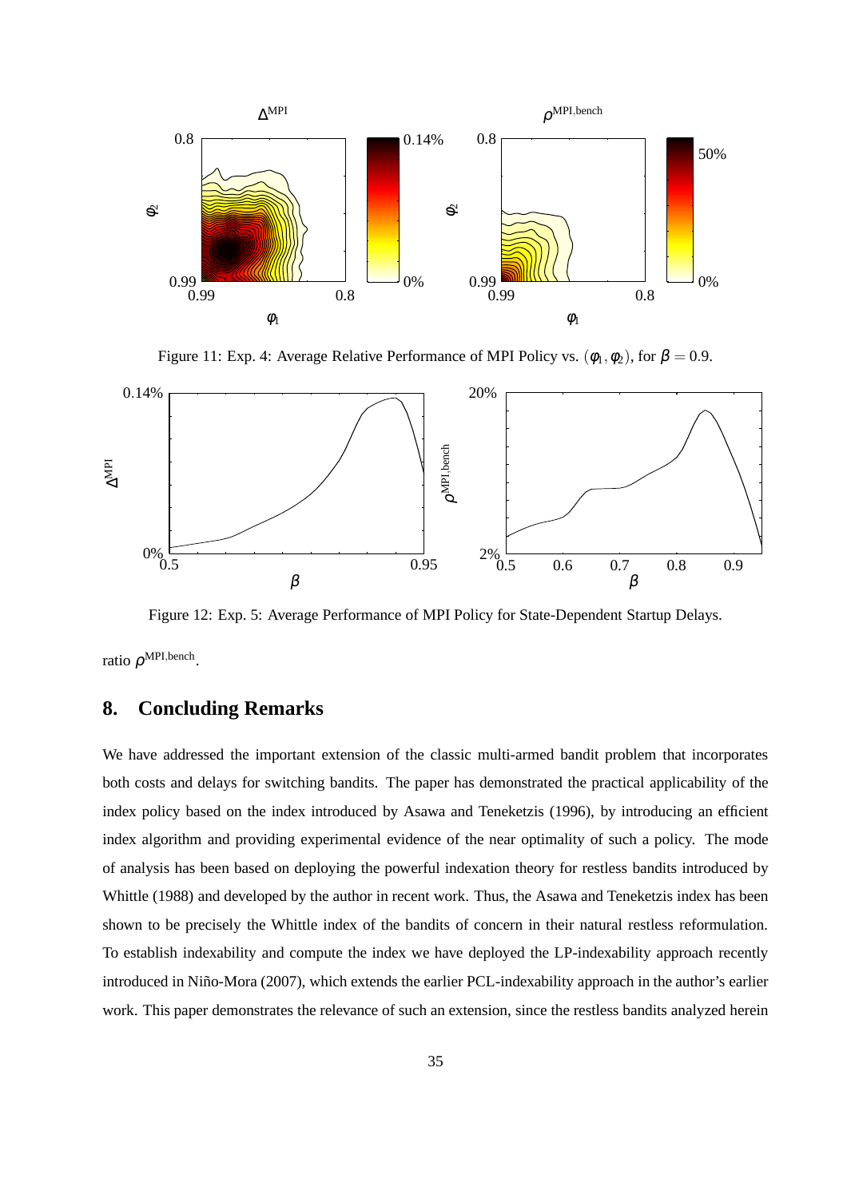Figure 11: Exp. 4: Average Relative Performance of MPI Policy vs. $(\phi_1, \phi_2)$, for $\beta = 0.9$.

Figure 12: Exp. 5: Average Performance of MPI Policy for State-Dependent Startup Delays.

ratio $\rho^{\text{MPI,bench}}$.

## 8. Concluding Remarks

We have addressed the important extension of the classic multi-armed bandit problem that incorporates both costs and delays for switching bandits. The paper has demonstrated the practical applicability of the index policy based on the index introduced by Asawa and Teneketzis (1996), by introducing an efficient index algorithm and providing experimental evidence of the near optimality of such a policy. The mode of analysis has been based on deploying the powerful indexation theory for restless bandits introduced by Whittle (1988) and developed by the author in recent work. Thus, the Asawa and Teneketzis index has been shown to be precisely the Whittle index of the bandits of concern in their natural restless reformulation. To establish indexability and compute the index we have deployed the LP-indexability approach recently introduced in Niño-Mora (2007), which extends the earlier PCL-indexability approach in the author's earlier work. This paper demonstrates the relevance of such an extension, since the restless bandits analyzed herein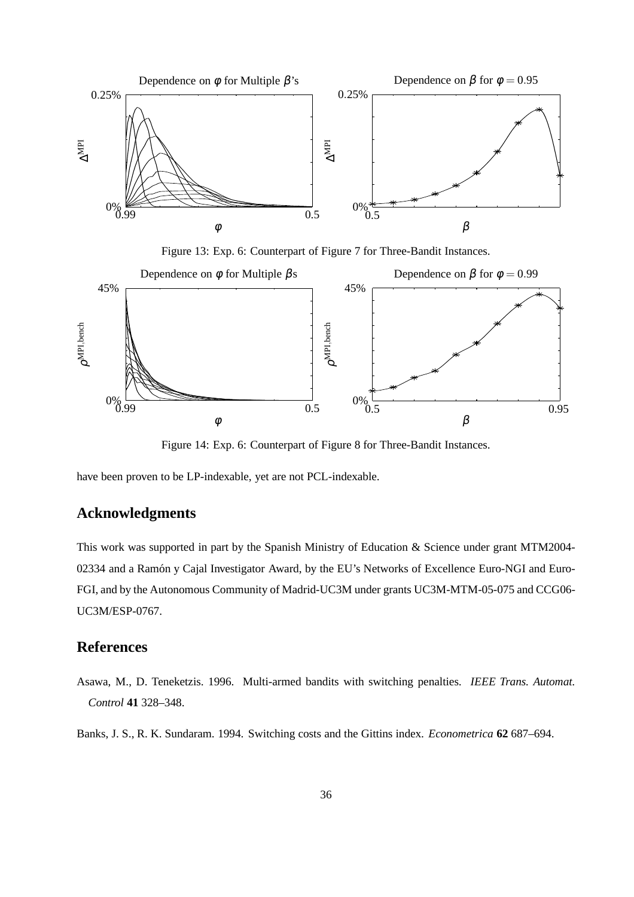Figure 13: Exp. 6: Counterpart of Figure 7 for Three-Bandit Instances.

Figure 14: Exp. 6: Counterpart of Figure 8 for Three-Bandit Instances.

have been proven to be LP-indexable, yet are not PCL-indexable.

## Acknowledgments

This work was supported in part by the Spanish Ministry of Education & Science under grant MTM2004-02334 and a Ramón y Cajal Investigator Award, by the EU's Networks of Excellence Euro-NGI and Euro-FGI, and by the Autonomous Community of Madrid-UC3M under grants UC3M-MTM-05-075 and CCG06-UC3M/ESP-0767.

## References

Asawa, M., D. Teneketzis. 1996. Multi-armed bandits with switching penalties. *IEEE Trans. Automat. Control* **41** 328–348.

Banks, J. S., R. K. Sundaram. 1994. Switching costs and the Gittins index. *Econometrica* **62** 687–694.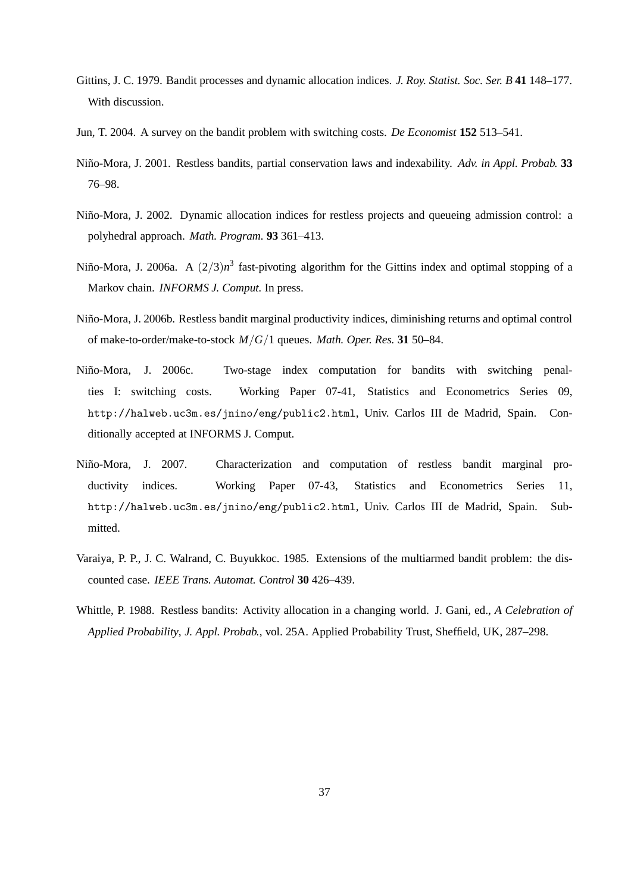Gittins, J. C. 1979. Bandit processes and dynamic allocation indices. *J. Roy. Statist. Soc. Ser. B* **41** 148–177. With discussion.

Jun, T. 2004. A survey on the bandit problem with switching costs. *De Economist* **152** 513–541.

Niño-Mora, J. 2001. Restless bandits, partial conservation laws and indexability. *Adv. in Appl. Probab.* **33** 76–98.

Niño-Mora, J. 2002. Dynamic allocation indices for restless projects and queueing admission control: a polyhedral approach. *Math. Program.* **93** 361–413.

Niño-Mora, J. 2006a. A $(2/3)n^3$ fast-pivoting algorithm for the Gittins index and optimal stopping of a Markov chain. *INFORMS J. Comput.* In press.

Niño-Mora, J. 2006b. Restless bandit marginal productivity indices, diminishing returns and optimal control of make-to-order/make-to-stock $M/G/1$ queues. *Math. Oper. Res.* **31** 50–84.

Niño-Mora, J. 2006c. Two-stage index computation for bandits with switching penalties I: switching costs. Working Paper 07-41, Statistics and Econometrics Series 09, `http://halweb.uc3m.es/jnino/eng/public2.html`, Univ. Carlos III de Madrid, Spain. Conditionally accepted at INFORMS J. Comput.

Niño-Mora, J. 2007. Characterization and computation of restless bandit marginal productivity indices. Working Paper 07-43, Statistics and Econometrics Series 11, `http://halweb.uc3m.es/jnino/eng/public2.html`, Univ. Carlos III de Madrid, Spain. Submitted.

Varaiya, P. P., J. C. Walrand, C. Buyukkoc. 1985. Extensions of the multiarmed bandit problem: the discounted case. *IEEE Trans. Automat. Control* **30** 426–439.

Whittle, P. 1988. Restless bandits: Activity allocation in a changing world. J. Gani, ed., *A Celebration of Applied Probability*, *J. Appl. Probab.*, vol. 25A. Applied Probability Trust, Sheffield, UK, 287–298.